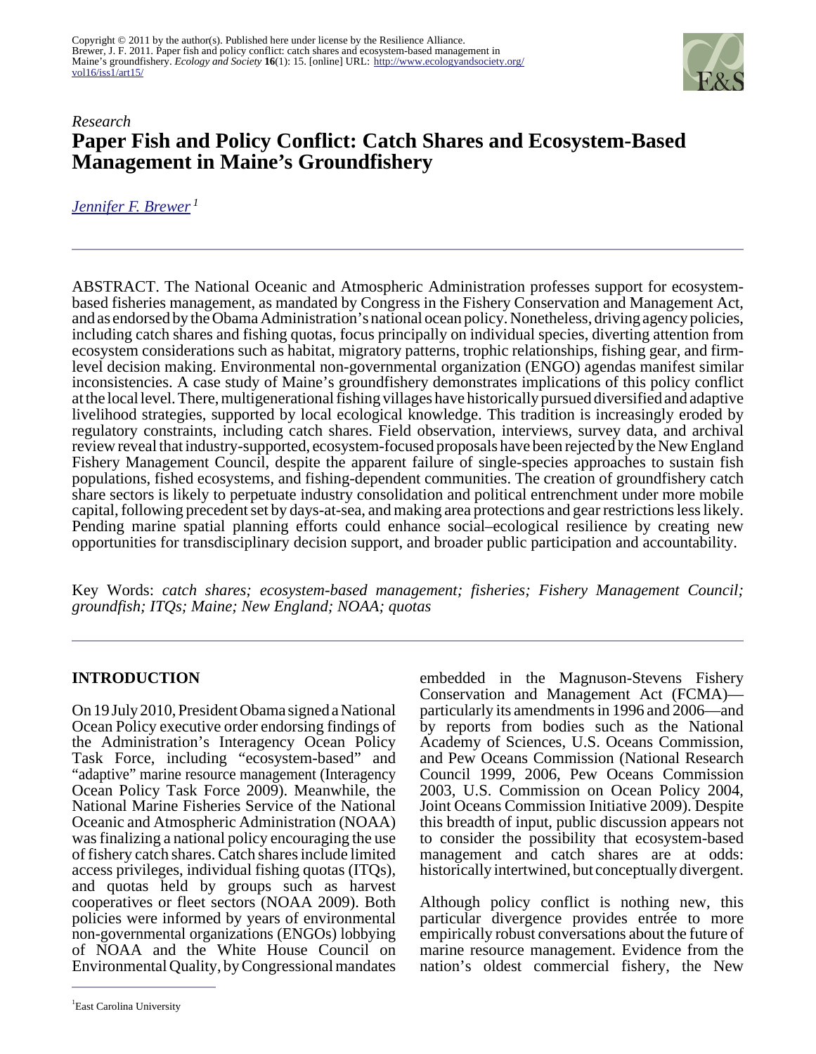Copyright © 2011 by the author(s). Published here under license by the Resilience Alliance.
Brewer, J. F. 2011. Paper fish and policy conflict: catch shares and ecosystem-based management in Maine's groundfishery. *Ecology and Society* **16**(1): 15. [online] URL: http://www.ecologyandsociety.org/vol16/iss1/art15/

*Research*

# Paper Fish and Policy Conflict: Catch Shares and Ecosystem-Based Management in Maine's Groundfishery

Jennifer F. Brewer [1]

ABSTRACT. The National Oceanic and Atmospheric Administration professes support for ecosystem-based fisheries management, as mandated by Congress in the Fishery Conservation and Management Act, and as endorsed by the Obama Administration's national ocean policy. Nonetheless, driving agency policies, including catch shares and fishing quotas, focus principally on individual species, diverting attention from ecosystem considerations such as habitat, migratory patterns, trophic relationships, fishing gear, and firm-level decision making. Environmental non-governmental organization (ENGO) agendas manifest similar inconsistencies. A case study of Maine's groundfishery demonstrates implications of this policy conflict at the local level. There, multigenerational fishing villages have historically pursued diversified and adaptive livelihood strategies, supported by local ecological knowledge. This tradition is increasingly eroded by regulatory constraints, including catch shares. Field observation, interviews, survey data, and archival review reveal that industry-supported, ecosystem-focused proposals have been rejected by the New England Fishery Management Council, despite the apparent failure of single-species approaches to sustain fish populations, fished ecosystems, and fishing-dependent communities. The creation of groundfishery catch share sectors is likely to perpetuate industry consolidation and political entrenchment under more mobile capital, following precedent set by days-at-sea, and making area protections and gear restrictions less likely. Pending marine spatial planning efforts could enhance social–ecological resilience by creating new opportunities for transdisciplinary decision support, and broader public participation and accountability.

Key Words: *catch shares; ecosystem-based management; fisheries; Fishery Management Council; groundfish; ITQs; Maine; New England; NOAA; quotas*

## INTRODUCTION

On 19 July 2010, President Obama signed a National Ocean Policy executive order endorsing findings of the Administration's Interagency Ocean Policy Task Force, including "ecosystem-based" and "adaptive" marine resource management (Interagency Ocean Policy Task Force 2009). Meanwhile, the National Marine Fisheries Service of the National Oceanic and Atmospheric Administration (NOAA) was finalizing a national policy encouraging the use of fishery catch shares. Catch shares include limited access privileges, individual fishing quotas (ITQs), and quotas held by groups such as harvest cooperatives or fleet sectors (NOAA 2009). Both policies were informed by years of environmental non-governmental organizations (ENGOs) lobbying of NOAA and the White House Council on Environmental Quality, by Congressional mandates embedded in the Magnuson-Stevens Fishery Conservation and Management Act (FCMA)—particularly its amendments in 1996 and 2006—and by reports from bodies such as the National Academy of Sciences, U.S. Oceans Commission, and Pew Oceans Commission (National Research Council 1999, 2006, Pew Oceans Commission 2003, U.S. Commission on Ocean Policy 2004, Joint Oceans Commission Initiative 2009). Despite this breadth of input, public discussion appears not to consider the possibility that ecosystem-based management and catch shares are at odds: historically intertwined, but conceptually divergent.

Although policy conflict is nothing new, this particular divergence provides entrée to more empirically robust conversations about the future of marine resource management. Evidence from the nation's oldest commercial fishery, the New

[1] East Carolina University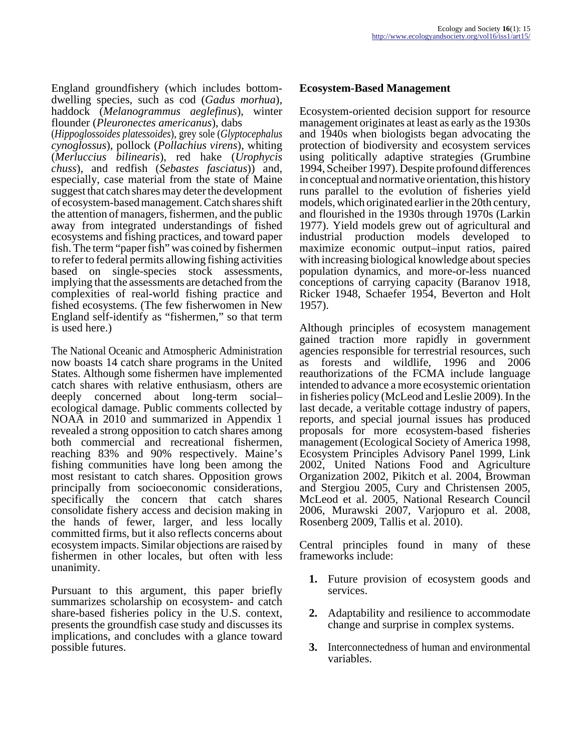England groundfishery (which includes bottom-dwelling species, such as cod (*Gadus morhua*), haddock (*Melanogrammus aeglefinus*), winter flounder (*Pleuronectes americanus*), dabs (*Hippoglossoides platessoides*), grey sole (*Glyptocephalus cynoglossus*), pollock (*Pollachius virens*), whiting (*Merluccius bilinearis*), red hake (*Urophycis chuss*), and redfish (*Sebastes fasciatus*)) and, especially, case material from the state of Maine suggest that catch shares may deter the development of ecosystem-based management. Catch shares shift the attention of managers, fishermen, and the public away from integrated understandings of fished ecosystems and fishing practices, and toward paper fish. The term "paper fish" was coined by fishermen to refer to federal permits allowing fishing activities based on single-species stock assessments, implying that the assessments are detached from the complexities of real-world fishing practice and fished ecosystems. (The few fisherwomen in New England self-identify as "fishermen," so that term is used here.)

The National Oceanic and Atmospheric Administration now boasts 14 catch share programs in the United States. Although some fishermen have implemented catch shares with relative enthusiasm, others are deeply concerned about long-term social–ecological damage. Public comments collected by NOAA in 2010 and summarized in Appendix 1 revealed a strong opposition to catch shares among both commercial and recreational fishermen, reaching 83% and 90% respectively. Maine's fishing communities have long been among the most resistant to catch shares. Opposition grows principally from socioeconomic considerations, specifically the concern that catch shares consolidate fishery access and decision making in the hands of fewer, larger, and less locally committed firms, but it also reflects concerns about ecosystem impacts. Similar objections are raised by fishermen in other locales, but often with less unanimity.

Pursuant to this argument, this paper briefly summarizes scholarship on ecosystem- and catch share-based fisheries policy in the U.S. context, presents the groundfish case study and discusses its implications, and concludes with a glance toward possible futures.

## Ecosystem-Based Management

Ecosystem-oriented decision support for resource management originates at least as early as the 1930s and 1940s when biologists began advocating the protection of biodiversity and ecosystem services using politically adaptive strategies (Grumbine 1994, Scheiber 1997). Despite profound differences in conceptual and normative orientation, this history runs parallel to the evolution of fisheries yield models, which originated earlier in the 20th century, and flourished in the 1930s through 1970s (Larkin 1977). Yield models grew out of agricultural and industrial production models developed to maximize economic output–input ratios, paired with increasing biological knowledge about species population dynamics, and more-or-less nuanced conceptions of carrying capacity (Baranov 1918, Ricker 1948, Schaefer 1954, Beverton and Holt 1957).

Although principles of ecosystem management gained traction more rapidly in government agencies responsible for terrestrial resources, such as forests and wildlife, 1996 and 2006 reauthorizations of the FCMA include language intended to advance a more ecosystemic orientation in fisheries policy (McLeod and Leslie 2009). In the last decade, a veritable cottage industry of papers, reports, and special journal issues has produced proposals for more ecosystem-based fisheries management (Ecological Society of America 1998, Ecosystem Principles Advisory Panel 1999, Link 2002, United Nations Food and Agriculture Organization 2002, Pikitch et al. 2004, Browman and Stergiou 2005, Cury and Christensen 2005, McLeod et al. 2005, National Research Council 2006, Murawski 2007, Varjopuro et al. 2008, Rosenberg 2009, Tallis et al. 2010).

Central principles found in many of these frameworks include:

1. Future provision of ecosystem goods and services.
2. Adaptability and resilience to accommodate change and surprise in complex systems.
3. Interconnectedness of human and environmental variables.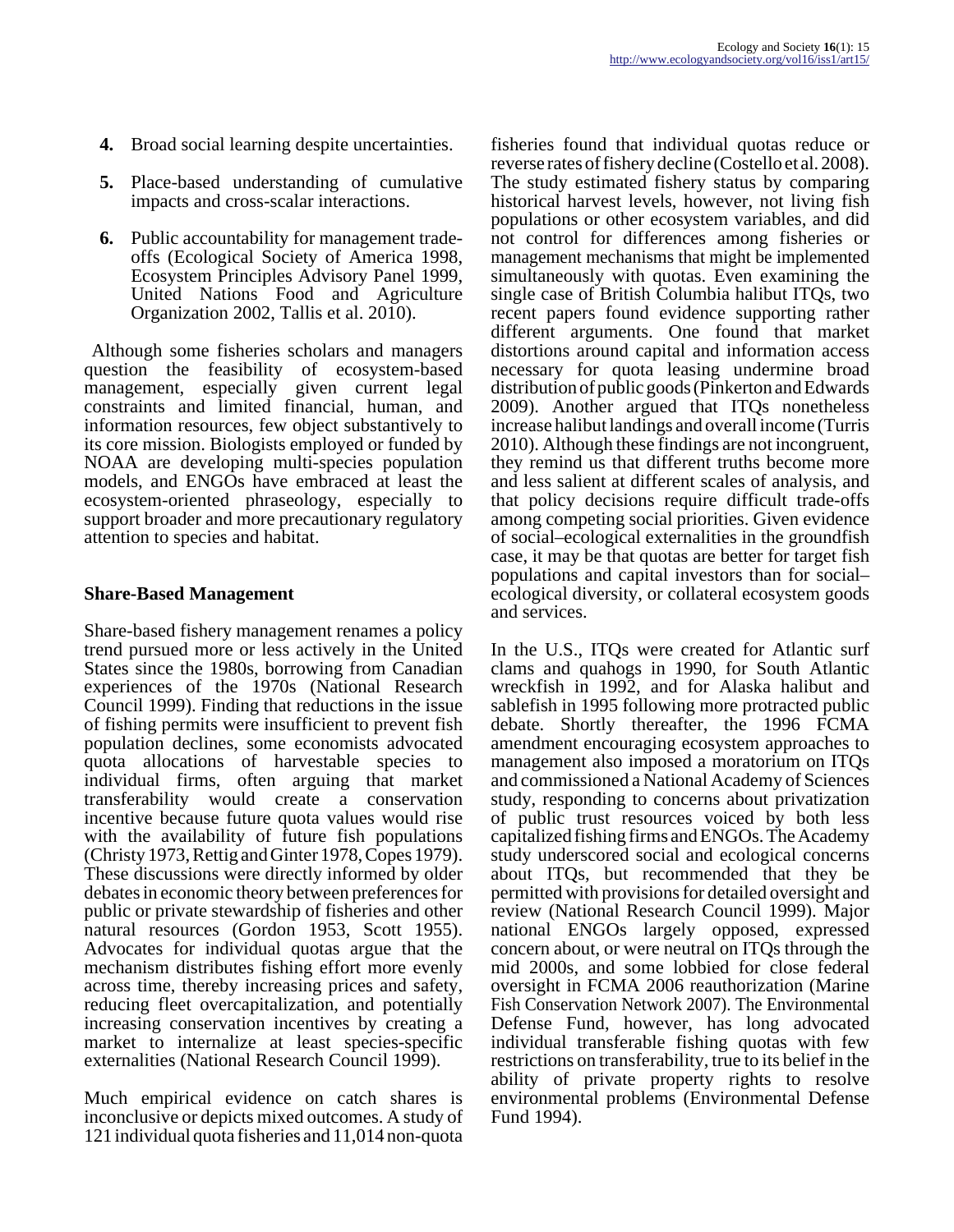4. Broad social learning despite uncertainties.

5. Place-based understanding of cumulative impacts and cross-scalar interactions.

6. Public accountability for management trade-offs (Ecological Society of America 1998, Ecosystem Principles Advisory Panel 1999, United Nations Food and Agriculture Organization 2002, Tallis et al. 2010).

Although some fisheries scholars and managers question the feasibility of ecosystem-based management, especially given current legal constraints and limited financial, human, and information resources, few object substantively to its core mission. Biologists employed or funded by NOAA are developing multi-species population models, and ENGOs have embraced at least the ecosystem-oriented phraseology, especially to support broader and more precautionary regulatory attention to species and habitat.

### Share-Based Management

Share-based fishery management renames a policy trend pursued more or less actively in the United States since the 1980s, borrowing from Canadian experiences of the 1970s (National Research Council 1999). Finding that reductions in the issue of fishing permits were insufficient to prevent fish population declines, some economists advocated quota allocations of harvestable species to individual firms, often arguing that market transferability would create a conservation incentive because future quota values would rise with the availability of future fish populations (Christy 1973, Rettig and Ginter 1978, Copes 1979). These discussions were directly informed by older debates in economic theory between preferences for public or private stewardship of fisheries and other natural resources (Gordon 1953, Scott 1955). Advocates for individual quotas argue that the mechanism distributes fishing effort more evenly across time, thereby increasing prices and safety, reducing fleet overcapitalization, and potentially increasing conservation incentives by creating a market to internalize at least species-specific externalities (National Research Council 1999).

Much empirical evidence on catch shares is inconclusive or depicts mixed outcomes. A study of 121 individual quota fisheries and 11,014 non-quota fisheries found that individual quotas reduce or reverse rates of fishery decline (Costello et al. 2008). The study estimated fishery status by comparing historical harvest levels, however, not living fish populations or other ecosystem variables, and did not control for differences among fisheries or management mechanisms that might be implemented simultaneously with quotas. Even examining the single case of British Columbia halibut ITQs, two recent papers found evidence supporting rather different arguments. One found that market distortions around capital and information access necessary for quota leasing undermine broad distribution of public goods (Pinkerton and Edwards 2009). Another argued that ITQs nonetheless increase halibut landings and overall income (Turris 2010). Although these findings are not incongruent, they remind us that different truths become more and less salient at different scales of analysis, and that policy decisions require difficult trade-offs among competing social priorities. Given evidence of social–ecological externalities in the groundfish case, it may be that quotas are better for target fish populations and capital investors than for social–ecological diversity, or collateral ecosystem goods and services.

In the U.S., ITQs were created for Atlantic surf clams and quahogs in 1990, for South Atlantic wreckfish in 1992, and for Alaska halibut and sablefish in 1995 following more protracted public debate. Shortly thereafter, the 1996 FCMA amendment encouraging ecosystem approaches to management also imposed a moratorium on ITQs and commissioned a National Academy of Sciences study, responding to concerns about privatization of public trust resources voiced by both less capitalized fishing firms and ENGOs. The Academy study underscored social and ecological concerns about ITQs, but recommended that they be permitted with provisions for detailed oversight and review (National Research Council 1999). Major national ENGOs largely opposed, expressed concern about, or were neutral on ITQs through the mid 2000s, and some lobbied for close federal oversight in FCMA 2006 reauthorization (Marine Fish Conservation Network 2007). The Environmental Defense Fund, however, has long advocated individual transferable fishing quotas with few restrictions on transferability, true to its belief in the ability of private property rights to resolve environmental problems (Environmental Defense Fund 1994).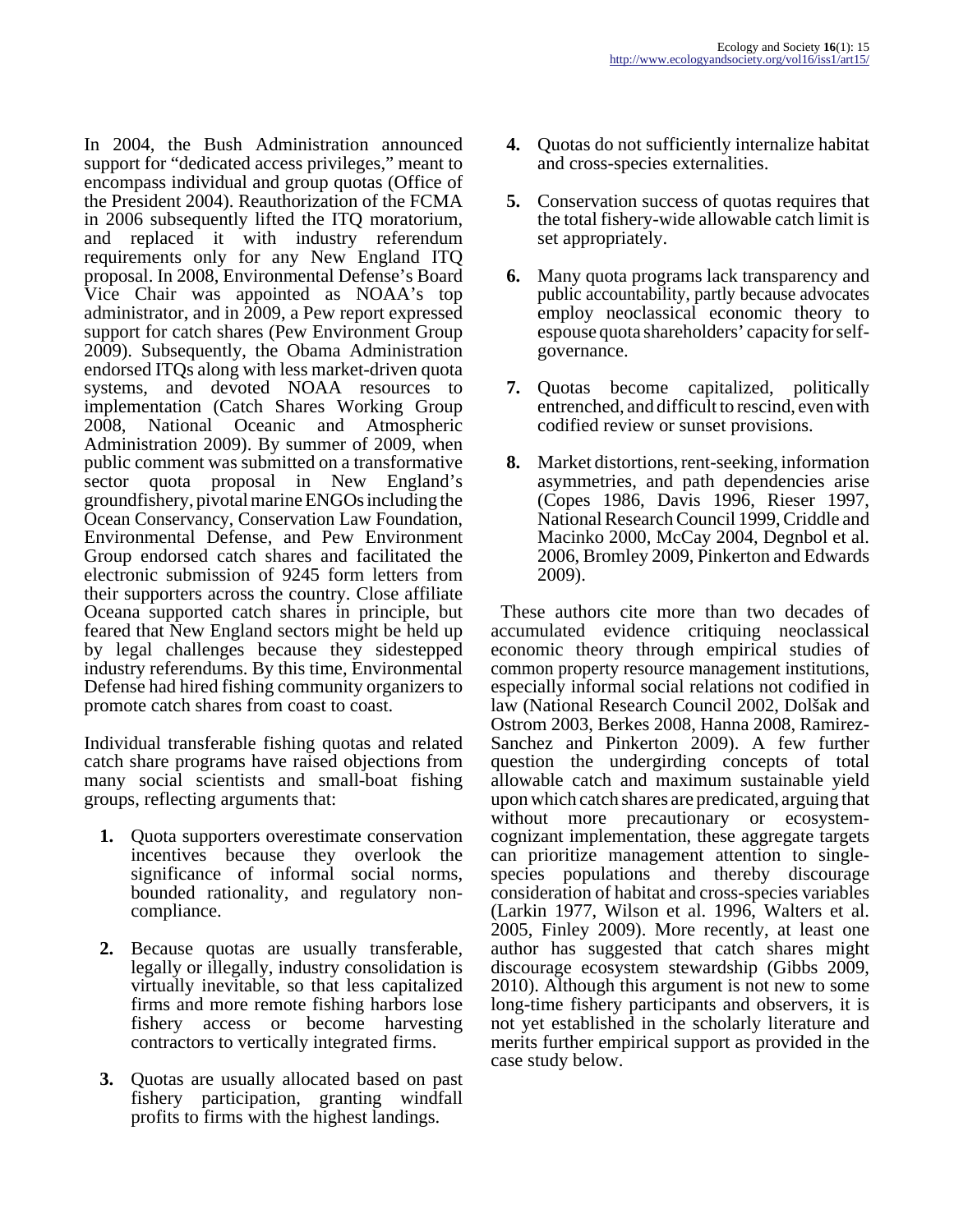In 2004, the Bush Administration announced support for "dedicated access privileges," meant to encompass individual and group quotas (Office of the President 2004). Reauthorization of the FCMA in 2006 subsequently lifted the ITQ moratorium, and replaced it with industry referendum requirements only for any New England ITQ proposal. In 2008, Environmental Defense's Board Vice Chair was appointed as NOAA's top administrator, and in 2009, a Pew report expressed support for catch shares (Pew Environment Group 2009). Subsequently, the Obama Administration endorsed ITQs along with less market-driven quota systems, and devoted NOAA resources to implementation (Catch Shares Working Group 2008, National Oceanic and Atmospheric Administration 2009). By summer of 2009, when public comment was submitted on a transformative sector quota proposal in New England's groundfishery, pivotal marine ENGOs including the Ocean Conservancy, Conservation Law Foundation, Environmental Defense, and Pew Environment Group endorsed catch shares and facilitated the electronic submission of 9245 form letters from their supporters across the country. Close affiliate Oceana supported catch shares in principle, but feared that New England sectors might be held up by legal challenges because they sidestepped industry referendums. By this time, Environmental Defense had hired fishing community organizers to promote catch shares from coast to coast.

Individual transferable fishing quotas and related catch share programs have raised objections from many social scientists and small-boat fishing groups, reflecting arguments that:

1. Quota supporters overestimate conservation incentives because they overlook the significance of informal social norms, bounded rationality, and regulatory non-compliance.
2. Because quotas are usually transferable, legally or illegally, industry consolidation is virtually inevitable, so that less capitalized firms and more remote fishing harbors lose fishery access or become harvesting contractors to vertically integrated firms.
3. Quotas are usually allocated based on past fishery participation, granting windfall profits to firms with the highest landings.
4. Quotas do not sufficiently internalize habitat and cross-species externalities.
5. Conservation success of quotas requires that the total fishery-wide allowable catch limit is set appropriately.
6. Many quota programs lack transparency and public accountability, partly because advocates employ neoclassical economic theory to espouse quota shareholders' capacity for self-governance.
7. Quotas become capitalized, politically entrenched, and difficult to rescind, even with codified review or sunset provisions.
8. Market distortions, rent-seeking, information asymmetries, and path dependencies arise (Copes 1986, Davis 1996, Rieser 1997, National Research Council 1999, Criddle and Macinko 2000, McCay 2004, Degnbol et al. 2006, Bromley 2009, Pinkerton and Edwards 2009).

These authors cite more than two decades of accumulated evidence critiquing neoclassical economic theory through empirical studies of common property resource management institutions, especially informal social relations not codified in law (National Research Council 2002, Dolšak and Ostrom 2003, Berkes 2008, Hanna 2008, Ramirez-Sanchez and Pinkerton 2009). A few further question the undergirding concepts of total allowable catch and maximum sustainable yield upon which catch shares are predicated, arguing that without more precautionary or ecosystem-cognizant implementation, these aggregate targets can prioritize management attention to single-species populations and thereby discourage consideration of habitat and cross-species variables (Larkin 1977, Wilson et al. 1996, Walters et al. 2005, Finley 2009). More recently, at least one author has suggested that catch shares might discourage ecosystem stewardship (Gibbs 2009, 2010). Although this argument is not new to some long-time fishery participants and observers, it is not yet established in the scholarly literature and merits further empirical support as provided in the case study below.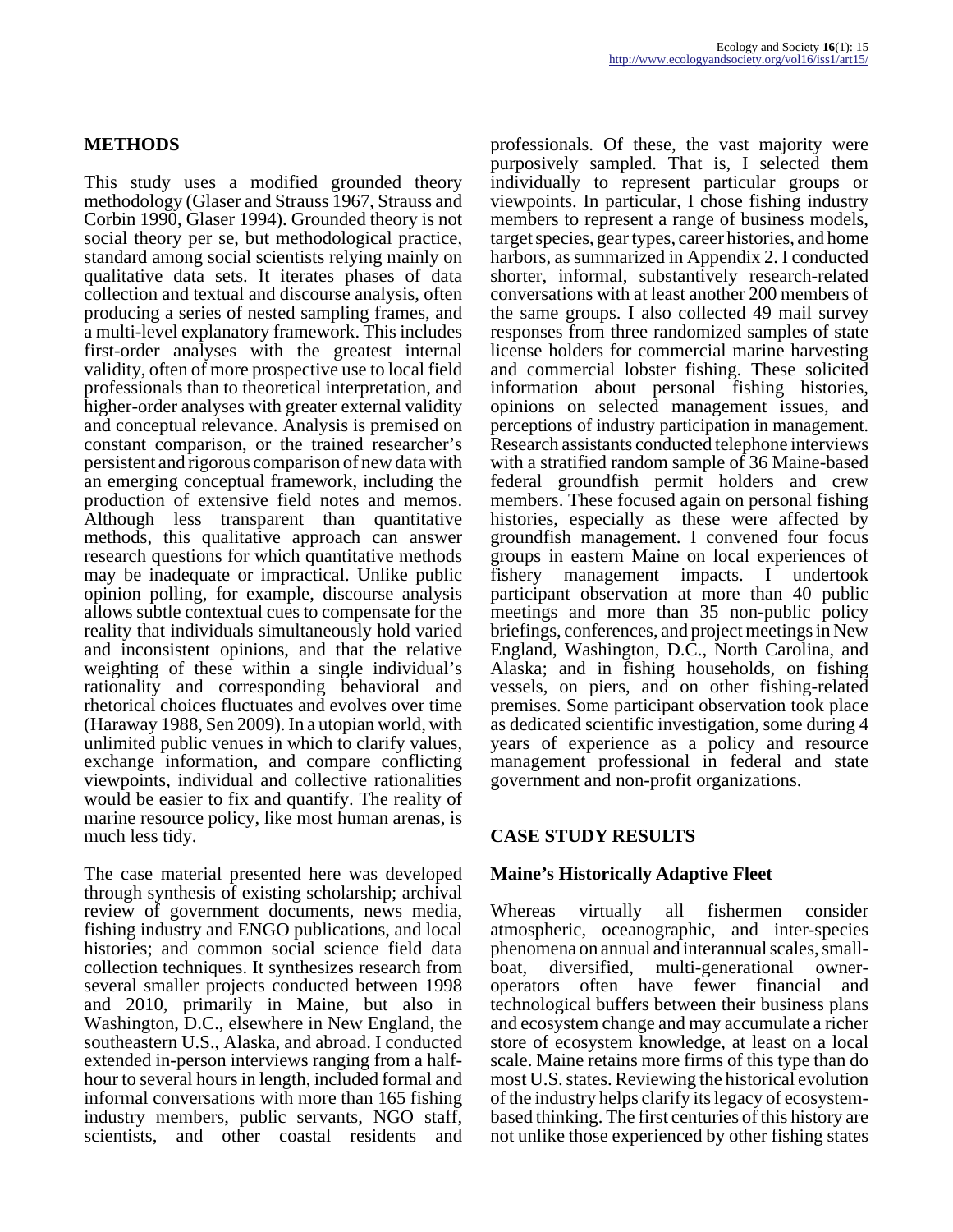## METHODS

This study uses a modified grounded theory methodology (Glaser and Strauss 1967, Strauss and Corbin 1990, Glaser 1994). Grounded theory is not social theory per se, but methodological practice, standard among social scientists relying mainly on qualitative data sets. It iterates phases of data collection and textual and discourse analysis, often producing a series of nested sampling frames, and a multi-level explanatory framework. This includes first-order analyses with the greatest internal validity, often of more prospective use to local field professionals than to theoretical interpretation, and higher-order analyses with greater external validity and conceptual relevance. Analysis is premised on constant comparison, or the trained researcher's persistent and rigorous comparison of new data with an emerging conceptual framework, including the production of extensive field notes and memos. Although less transparent than quantitative methods, this qualitative approach can answer research questions for which quantitative methods may be inadequate or impractical. Unlike public opinion polling, for example, discourse analysis allows subtle contextual cues to compensate for the reality that individuals simultaneously hold varied and inconsistent opinions, and that the relative weighting of these within a single individual's rationality and corresponding behavioral and rhetorical choices fluctuates and evolves over time (Haraway 1988, Sen 2009). In a utopian world, with unlimited public venues in which to clarify values, exchange information, and compare conflicting viewpoints, individual and collective rationalities would be easier to fix and quantify. The reality of marine resource policy, like most human arenas, is much less tidy.

The case material presented here was developed through synthesis of existing scholarship; archival review of government documents, news media, fishing industry and ENGO publications, and local histories; and common social science field data collection techniques. It synthesizes research from several smaller projects conducted between 1998 and 2010, primarily in Maine, but also in Washington, D.C., elsewhere in New England, the southeastern U.S., Alaska, and abroad. I conducted extended in-person interviews ranging from a half-hour to several hours in length, included formal and informal conversations with more than 165 fishing industry members, public servants, NGO staff, scientists, and other coastal residents and professionals. Of these, the vast majority were purposively sampled. That is, I selected them individually to represent particular groups or viewpoints. In particular, I chose fishing industry members to represent a range of business models, target species, gear types, career histories, and home harbors, as summarized in Appendix 2. I conducted shorter, informal, substantively research-related conversations with at least another 200 members of the same groups. I also collected 49 mail survey responses from three randomized samples of state license holders for commercial marine harvesting and commercial lobster fishing. These solicited information about personal fishing histories, opinions on selected management issues, and perceptions of industry participation in management. Research assistants conducted telephone interviews with a stratified random sample of 36 Maine-based federal groundfish permit holders and crew members. These focused again on personal fishing histories, especially as these were affected by groundfish management. I convened four focus groups in eastern Maine on local experiences of fishery management impacts. I undertook participant observation at more than 40 public meetings and more than 35 non-public policy briefings, conferences, and project meetings in New England, Washington, D.C., North Carolina, and Alaska; and in fishing households, on fishing vessels, on piers, and on other fishing-related premises. Some participant observation took place as dedicated scientific investigation, some during 4 years of experience as a policy and resource management professional in federal and state government and non-profit organizations.

## CASE STUDY RESULTS

### Maine's Historically Adaptive Fleet

Whereas virtually all fishermen consider atmospheric, oceanographic, and inter-species phenomena on annual and interannual scales, small-boat, diversified, multi-generational owner-operators often have fewer financial and technological buffers between their business plans and ecosystem change and may accumulate a richer store of ecosystem knowledge, at least on a local scale. Maine retains more firms of this type than do most U.S. states. Reviewing the historical evolution of the industry helps clarify its legacy of ecosystem-based thinking. The first centuries of this history are not unlike those experienced by other fishing states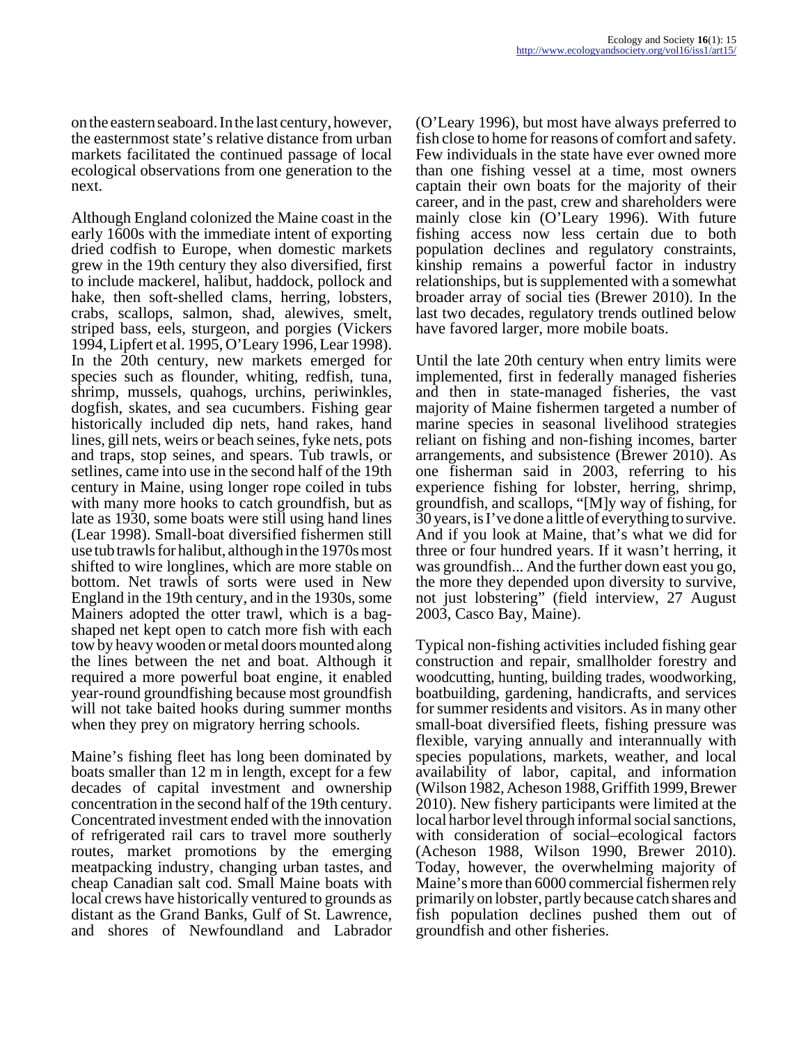on the eastern seaboard. In the last century, however, the easternmost state's relative distance from urban markets facilitated the continued passage of local ecological observations from one generation to the next.

Although England colonized the Maine coast in the early 1600s with the immediate intent of exporting dried codfish to Europe, when domestic markets grew in the 19th century they also diversified, first to include mackerel, halibut, haddock, pollock and hake, then soft-shelled clams, herring, lobsters, crabs, scallops, salmon, shad, alewives, smelt, striped bass, eels, sturgeon, and porgies (Vickers 1994, Lipfert et al. 1995, O'Leary 1996, Lear 1998). In the 20th century, new markets emerged for species such as flounder, whiting, redfish, tuna, shrimp, mussels, quahogs, urchins, periwinkles, dogfish, skates, and sea cucumbers. Fishing gear historically included dip nets, hand rakes, hand lines, gill nets, weirs or beach seines, fyke nets, pots and traps, stop seines, and spears. Tub trawls, or setlines, came into use in the second half of the 19th century in Maine, using longer rope coiled in tubs with many more hooks to catch groundfish, but as late as 1930, some boats were still using hand lines (Lear 1998). Small-boat diversified fishermen still use tub trawls for halibut, although in the 1970s most shifted to wire longlines, which are more stable on bottom. Net trawls of sorts were used in New England in the 19th century, and in the 1930s, some Mainers adopted the otter trawl, which is a bag-shaped net kept open to catch more fish with each tow by heavy wooden or metal doors mounted along the lines between the net and boat. Although it required a more powerful boat engine, it enabled year-round groundfishing because most groundfish will not take baited hooks during summer months when they prey on migratory herring schools.

Maine's fishing fleet has long been dominated by boats smaller than 12 m in length, except for a few decades of capital investment and ownership concentration in the second half of the 19th century. Concentrated investment ended with the innovation of refrigerated rail cars to travel more southerly routes, market promotions by the emerging meatpacking industry, changing urban tastes, and cheap Canadian salt cod. Small Maine boats with local crews have historically ventured to grounds as distant as the Grand Banks, Gulf of St. Lawrence, and shores of Newfoundland and Labrador (O'Leary 1996), but most have always preferred to fish close to home for reasons of comfort and safety. Few individuals in the state have ever owned more than one fishing vessel at a time, most owners captain their own boats for the majority of their career, and in the past, crew and shareholders were mainly close kin (O'Leary 1996). With future fishing access now less certain due to both population declines and regulatory constraints, kinship remains a powerful factor in industry relationships, but is supplemented with a somewhat broader array of social ties (Brewer 2010). In the last two decades, regulatory trends outlined below have favored larger, more mobile boats.

Until the late 20th century when entry limits were implemented, first in federally managed fisheries and then in state-managed fisheries, the vast majority of Maine fishermen targeted a number of marine species in seasonal livelihood strategies reliant on fishing and non-fishing incomes, barter arrangements, and subsistence (Brewer 2010). As one fisherman said in 2003, referring to his experience fishing for lobster, herring, shrimp, groundfish, and scallops, "[M]y way of fishing, for 30 years, is I've done a little of everything to survive. And if you look at Maine, that's what we did for three or four hundred years. If it wasn't herring, it was groundfish... And the further down east you go, the more they depended upon diversity to survive, not just lobstering" (field interview, 27 August 2003, Casco Bay, Maine).

Typical non-fishing activities included fishing gear construction and repair, smallholder forestry and woodcutting, hunting, building trades, woodworking, boatbuilding, gardening, handicrafts, and services for summer residents and visitors. As in many other small-boat diversified fleets, fishing pressure was flexible, varying annually and interannually with species populations, markets, weather, and local availability of labor, capital, and information (Wilson 1982, Acheson 1988, Griffith 1999, Brewer 2010). New fishery participants were limited at the local harbor level through informal social sanctions, with consideration of social–ecological factors (Acheson 1988, Wilson 1990, Brewer 2010). Today, however, the overwhelming majority of Maine's more than 6000 commercial fishermen rely primarily on lobster, partly because catch shares and fish population declines pushed them out of groundfish and other fisheries.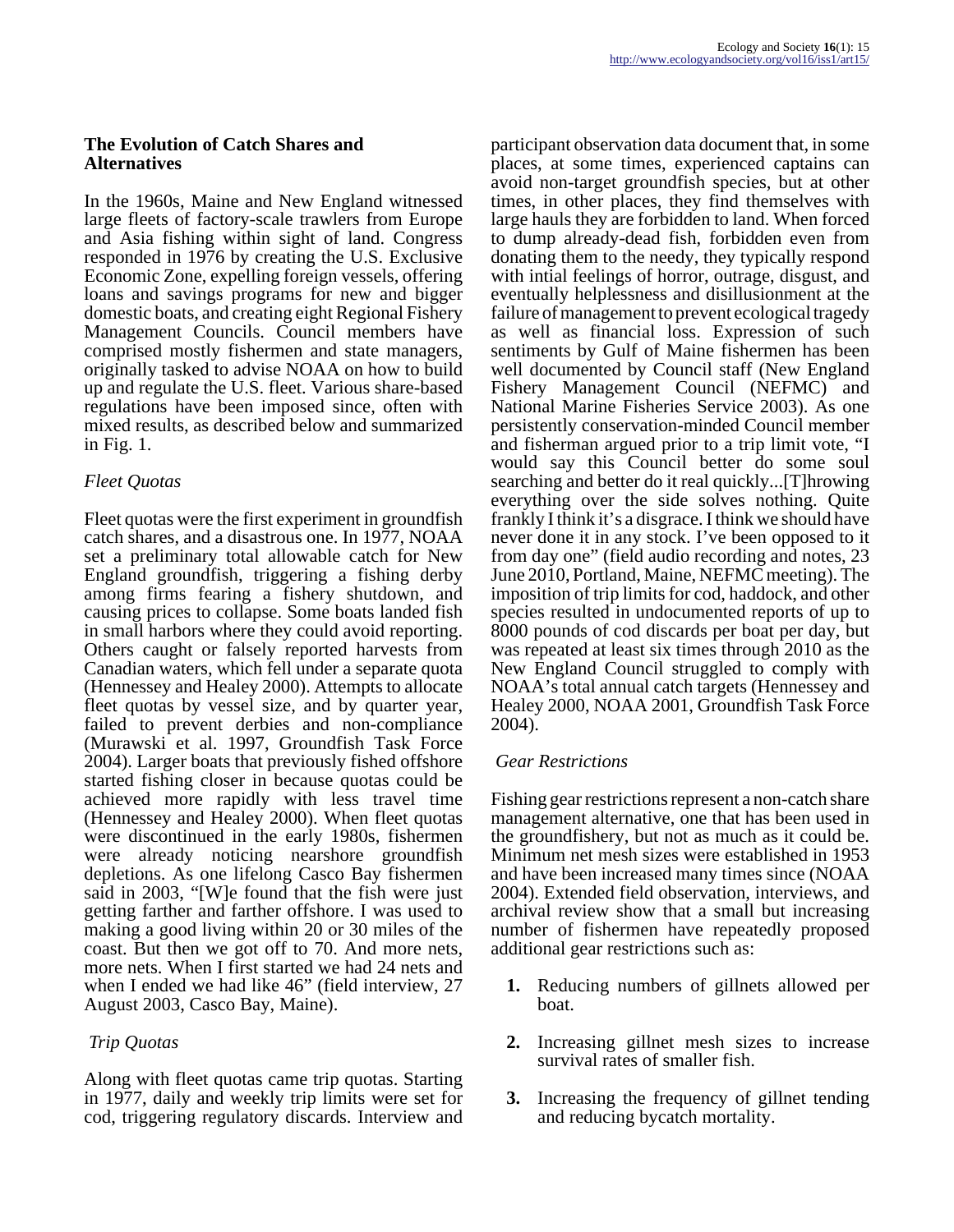## The Evolution of Catch Shares and Alternatives

In the 1960s, Maine and New England witnessed large fleets of factory-scale trawlers from Europe and Asia fishing within sight of land. Congress responded in 1976 by creating the U.S. Exclusive Economic Zone, expelling foreign vessels, offering loans and savings programs for new and bigger domestic boats, and creating eight Regional Fishery Management Councils. Council members have comprised mostly fishermen and state managers, originally tasked to advise NOAA on how to build up and regulate the U.S. fleet. Various share-based regulations have been imposed since, often with mixed results, as described below and summarized in Fig. 1.

### *Fleet Quotas*

Fleet quotas were the first experiment in groundfish catch shares, and a disastrous one. In 1977, NOAA set a preliminary total allowable catch for New England groundfish, triggering a fishing derby among firms fearing a fishery shutdown, and causing prices to collapse. Some boats landed fish in small harbors where they could avoid reporting. Others caught or falsely reported harvests from Canadian waters, which fell under a separate quota (Hennessey and Healey 2000). Attempts to allocate fleet quotas by vessel size, and by quarter year, failed to prevent derbies and non-compliance (Murawski et al. 1997, Groundfish Task Force 2004). Larger boats that previously fished offshore started fishing closer in because quotas could be achieved more rapidly with less travel time (Hennessey and Healey 2000). When fleet quotas were discontinued in the early 1980s, fishermen were already noticing nearshore groundfish depletions. As one lifelong Casco Bay fishermen said in 2003, "[W]e found that the fish were just getting farther and farther offshore. I was used to making a good living within 20 or 30 miles of the coast. But then we got off to 70. And more nets, more nets. When I first started we had 24 nets and when I ended we had like 46" (field interview, 27 August 2003, Casco Bay, Maine).

### *Trip Quotas*

Along with fleet quotas came trip quotas. Starting in 1977, daily and weekly trip limits were set for cod, triggering regulatory discards. Interview and participant observation data document that, in some places, at some times, experienced captains can avoid non-target groundfish species, but at other times, in other places, they find themselves with large hauls they are forbidden to land. When forced to dump already-dead fish, forbidden even from donating them to the needy, they typically respond with intial feelings of horror, outrage, disgust, and eventually helplessness and disillusionment at the failure of management to prevent ecological tragedy as well as financial loss. Expression of such sentiments by Gulf of Maine fishermen has been well documented by Council staff (New England Fishery Management Council (NEFMC) and National Marine Fisheries Service 2003). As one persistently conservation-minded Council member and fisherman argued prior to a trip limit vote, "I would say this Council better do some soul searching and better do it real quickly...[T]hrowing everything over the side solves nothing. Quite frankly I think it's a disgrace. I think we should have never done it in any stock. I've been opposed to it from day one" (field audio recording and notes, 23 June 2010, Portland, Maine, NEFMC meeting). The imposition of trip limits for cod, haddock, and other species resulted in undocumented reports of up to 8000 pounds of cod discards per boat per day, but was repeated at least six times through 2010 as the New England Council struggled to comply with NOAA's total annual catch targets (Hennessey and Healey 2000, NOAA 2001, Groundfish Task Force 2004).

### *Gear Restrictions*

Fishing gear restrictions represent a non-catch share management alternative, one that has been used in the groundfishery, but not as much as it could be. Minimum net mesh sizes were established in 1953 and have been increased many times since (NOAA 2004). Extended field observation, interviews, and archival review show that a small but increasing number of fishermen have repeatedly proposed additional gear restrictions such as:

1. Reducing numbers of gillnets allowed per boat.
2. Increasing gillnet mesh sizes to increase survival rates of smaller fish.
3. Increasing the frequency of gillnet tending and reducing bycatch mortality.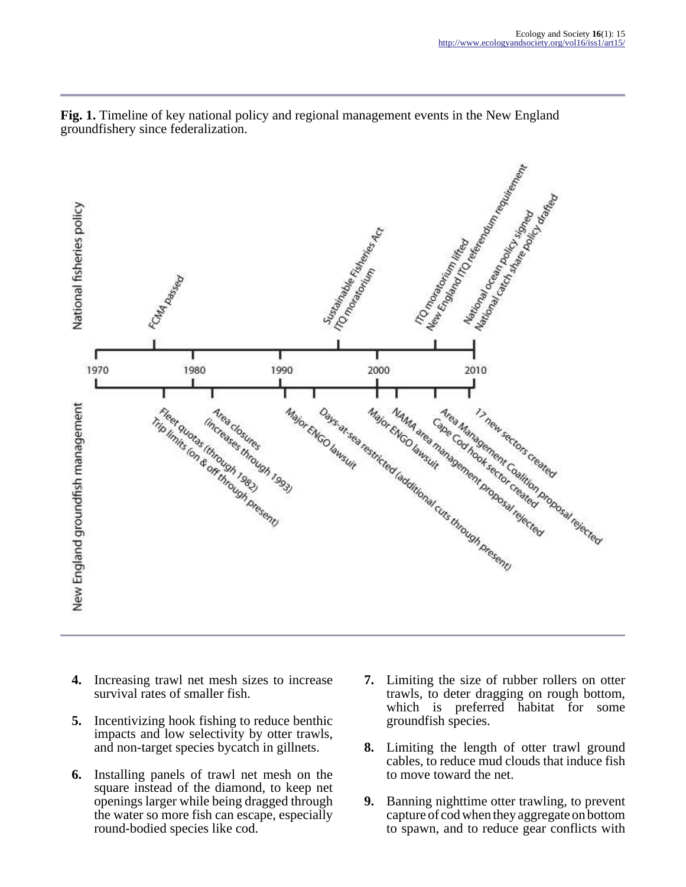**Fig. 1.** Timeline of key national policy and regional management events in the New England groundfishery since federalization.

4. Increasing trawl net mesh sizes to increase survival rates of smaller fish.

5. Incentivizing hook fishing to reduce benthic impacts and low selectivity by otter trawls, and non-target species bycatch in gillnets.

6. Installing panels of trawl net mesh on the square instead of the diamond, to keep net openings larger while being dragged through the water so more fish can escape, especially round-bodied species like cod.

7. Limiting the size of rubber rollers on otter trawls, to deter dragging on rough bottom, which is preferred habitat for some groundfish species.

8. Limiting the length of otter trawl ground cables, to reduce mud clouds that induce fish to move toward the net.

9. Banning nighttime otter trawling, to prevent capture of cod when they aggregate on bottom to spawn, and to reduce gear conflicts with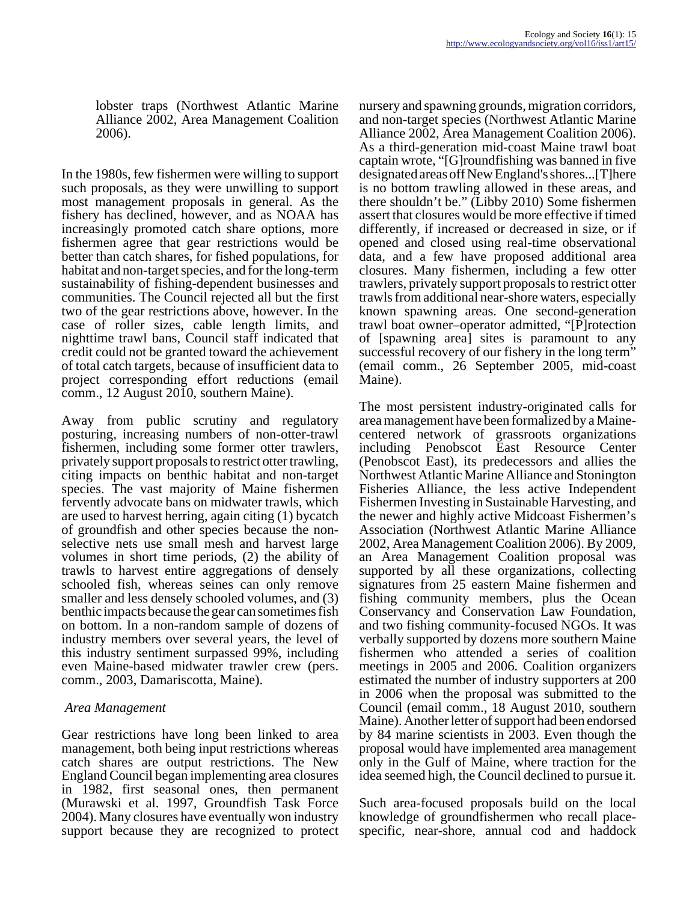lobster traps (Northwest Atlantic Marine Alliance 2002, Area Management Coalition 2006).

In the 1980s, few fishermen were willing to support such proposals, as they were unwilling to support most management proposals in general. As the fishery has declined, however, and as NOAA has increasingly promoted catch share options, more fishermen agree that gear restrictions would be better than catch shares, for fished populations, for habitat and non-target species, and for the long-term sustainability of fishing-dependent businesses and communities. The Council rejected all but the first two of the gear restrictions above, however. In the case of roller sizes, cable length limits, and nighttime trawl bans, Council staff indicated that credit could not be granted toward the achievement of total catch targets, because of insufficient data to project corresponding effort reductions (email comm., 12 August 2010, southern Maine).

Away from public scrutiny and regulatory posturing, increasing numbers of non-otter-trawl fishermen, including some former otter trawlers, privately support proposals to restrict otter trawling, citing impacts on benthic habitat and non-target species. The vast majority of Maine fishermen fervently advocate bans on midwater trawls, which are used to harvest herring, again citing (1) bycatch of groundfish and other species because the non-selective nets use small mesh and harvest large volumes in short time periods, (2) the ability of trawls to harvest entire aggregations of densely schooled fish, whereas seines can only remove smaller and less densely schooled volumes, and (3) benthic impacts because the gear can sometimes fish on bottom. In a non-random sample of dozens of industry members over several years, the level of this industry sentiment surpassed 99%, including even Maine-based midwater trawler crew (pers. comm., 2003, Damariscotta, Maine).

### *Area Management*

Gear restrictions have long been linked to area management, both being input restrictions whereas catch shares are output restrictions. The New England Council began implementing area closures in 1982, first seasonal ones, then permanent (Murawski et al. 1997, Groundfish Task Force 2004). Many closures have eventually won industry support because they are recognized to protect nursery and spawning grounds, migration corridors, and non-target species (Northwest Atlantic Marine Alliance 2002, Area Management Coalition 2006). As a third-generation mid-coast Maine trawl boat captain wrote, "[G]roundfishing was banned in five designated areas off New England's shores...[T]here is no bottom trawling allowed in these areas, and there shouldn't be." (Libby 2010) Some fishermen assert that closures would be more effective if timed differently, if increased or decreased in size, or if opened and closed using real-time observational data, and a few have proposed additional area closures. Many fishermen, including a few otter trawlers, privately support proposals to restrict otter trawls from additional near-shore waters, especially known spawning areas. One second-generation trawl boat owner–operator admitted, "[P]rotection of [spawning area] sites is paramount to any successful recovery of our fishery in the long term" (email comm., 26 September 2005, mid-coast Maine).

The most persistent industry-originated calls for area management have been formalized by a Maine-centered network of grassroots organizations including Penobscot East Resource Center (Penobscot East), its predecessors and allies the Northwest Atlantic Marine Alliance and Stonington Fisheries Alliance, the less active Independent Fishermen Investing in Sustainable Harvesting, and the newer and highly active Midcoast Fishermen's Association (Northwest Atlantic Marine Alliance 2002, Area Management Coalition 2006). By 2009, an Area Management Coalition proposal was supported by all these organizations, collecting signatures from 25 eastern Maine fishermen and fishing community members, plus the Ocean Conservancy and Conservation Law Foundation, and two fishing community-focused NGOs. It was verbally supported by dozens more southern Maine fishermen who attended a series of coalition meetings in 2005 and 2006. Coalition organizers estimated the number of industry supporters at 200 in 2006 when the proposal was submitted to the Council (email comm., 18 August 2010, southern Maine). Another letter of support had been endorsed by 84 marine scientists in 2003. Even though the proposal would have implemented area management only in the Gulf of Maine, where traction for the idea seemed high, the Council declined to pursue it.

Such area-focused proposals build on the local knowledge of groundfishermen who recall place-specific, near-shore, annual cod and haddock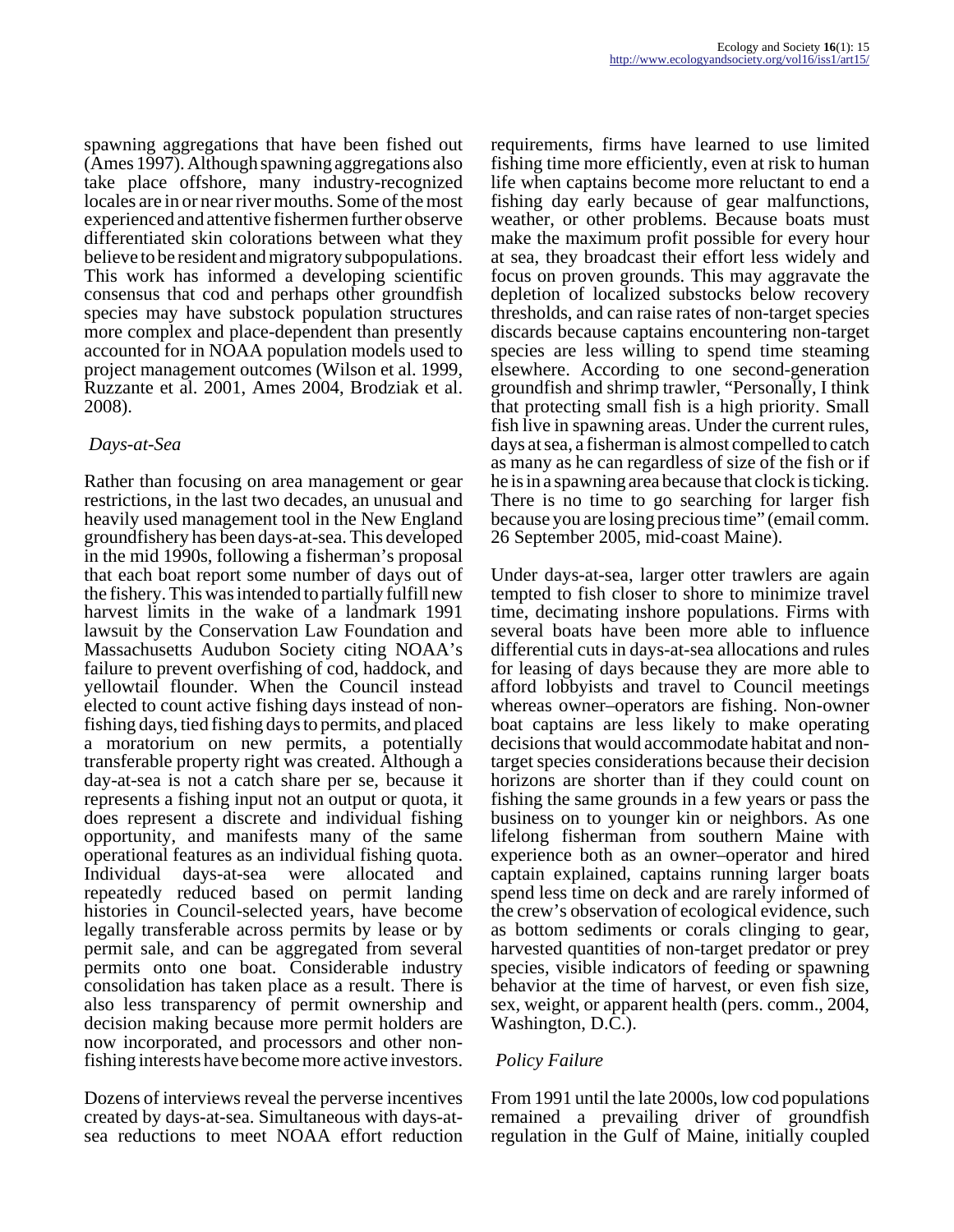spawning aggregations that have been fished out (Ames 1997). Although spawning aggregations also take place offshore, many industry-recognized locales are in or near river mouths. Some of the most experienced and attentive fishermen further observe differentiated skin colorations between what they believe to be resident and migratory subpopulations. This work has informed a developing scientific consensus that cod and perhaps other groundfish species may have substock population structures more complex and place-dependent than presently accounted for in NOAA population models used to project management outcomes (Wilson et al. 1999, Ruzzante et al. 2001, Ames 2004, Brodziak et al. 2008).

### *Days-at-Sea*

Rather than focusing on area management or gear restrictions, in the last two decades, an unusual and heavily used management tool in the New England groundfishery has been days-at-sea. This developed in the mid 1990s, following a fisherman's proposal that each boat report some number of days out of the fishery. This was intended to partially fulfill new harvest limits in the wake of a landmark 1991 lawsuit by the Conservation Law Foundation and Massachusetts Audubon Society citing NOAA's failure to prevent overfishing of cod, haddock, and yellowtail flounder. When the Council instead elected to count active fishing days instead of non-fishing days, tied fishing days to permits, and placed a moratorium on new permits, a potentially transferable property right was created. Although a day-at-sea is not a catch share per se, because it represents a fishing input not an output or quota, it does represent a discrete and individual fishing opportunity, and manifests many of the same operational features as an individual fishing quota. Individual days-at-sea were allocated and repeatedly reduced based on permit landing histories in Council-selected years, have become legally transferable across permits by lease or by permit sale, and can be aggregated from several permits onto one boat. Considerable industry consolidation has taken place as a result. There is also less transparency of permit ownership and decision making because more permit holders are now incorporated, and processors and other non-fishing interests have become more active investors.

Dozens of interviews reveal the perverse incentives created by days-at-sea. Simultaneous with days-at-sea reductions to meet NOAA effort reduction requirements, firms have learned to use limited fishing time more efficiently, even at risk to human life when captains become more reluctant to end a fishing day early because of gear malfunctions, weather, or other problems. Because boats must make the maximum profit possible for every hour at sea, they broadcast their effort less widely and focus on proven grounds. This may aggravate the depletion of localized substocks below recovery thresholds, and can raise rates of non-target species discards because captains encountering non-target species are less willing to spend time steaming elsewhere. According to one second-generation groundfish and shrimp trawler, "Personally, I think that protecting small fish is a high priority. Small fish live in spawning areas. Under the current rules, days at sea, a fisherman is almost compelled to catch as many as he can regardless of size of the fish or if he is in a spawning area because that clock is ticking. There is no time to go searching for larger fish because you are losing precious time" (email comm. 26 September 2005, mid-coast Maine).

Under days-at-sea, larger otter trawlers are again tempted to fish closer to shore to minimize travel time, decimating inshore populations. Firms with several boats have been more able to influence differential cuts in days-at-sea allocations and rules for leasing of days because they are more able to afford lobbyists and travel to Council meetings whereas owner–operators are fishing. Non-owner boat captains are less likely to make operating decisions that would accommodate habitat and non-target species considerations because their decision horizons are shorter than if they could count on fishing the same grounds in a few years or pass the business on to younger kin or neighbors. As one lifelong fisherman from southern Maine with experience both as an owner–operator and hired captain explained, captains running larger boats spend less time on deck and are rarely informed of the crew's observation of ecological evidence, such as bottom sediments or corals clinging to gear, harvested quantities of non-target predator or prey species, visible indicators of feeding or spawning behavior at the time of harvest, or even fish size, sex, weight, or apparent health (pers. comm., 2004, Washington, D.C.).

### *Policy Failure*

From 1991 until the late 2000s, low cod populations remained a prevailing driver of groundfish regulation in the Gulf of Maine, initially coupled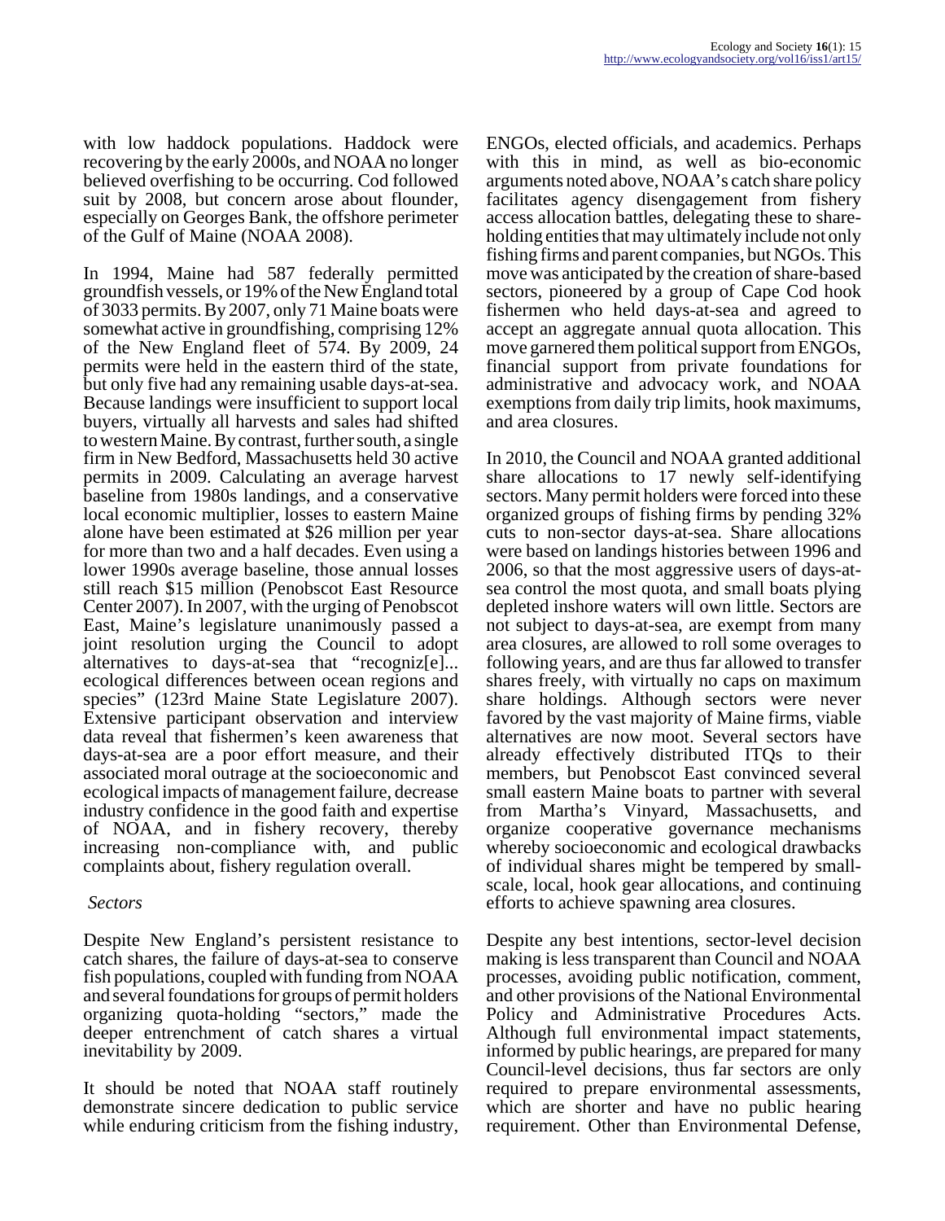with low haddock populations. Haddock were recovering by the early 2000s, and NOAA no longer believed overfishing to be occurring. Cod followed suit by 2008, but concern arose about flounder, especially on Georges Bank, the offshore perimeter of the Gulf of Maine (NOAA 2008).

In 1994, Maine had 587 federally permitted groundfish vessels, or 19% of the New England total of 3033 permits. By 2007, only 71 Maine boats were somewhat active in groundfishing, comprising 12% of the New England fleet of 574. By 2009, 24 permits were held in the eastern third of the state, but only five had any remaining usable days-at-sea. Because landings were insufficient to support local buyers, virtually all harvests and sales had shifted to western Maine. By contrast, further south, a single firm in New Bedford, Massachusetts held 30 active permits in 2009. Calculating an average harvest baseline from 1980s landings, and a conservative local economic multiplier, losses to eastern Maine alone have been estimated at $26 million per year for more than two and a half decades. Even using a lower 1990s average baseline, those annual losses still reach $15 million (Penobscot East Resource Center 2007). In 2007, with the urging of Penobscot East, Maine's legislature unanimously passed a joint resolution urging the Council to adopt alternatives to days-at-sea that "recogniz[e]... ecological differences between ocean regions and species" (123rd Maine State Legislature 2007). Extensive participant observation and interview data reveal that fishermen's keen awareness that days-at-sea are a poor effort measure, and their associated moral outrage at the socioeconomic and ecological impacts of management failure, decrease industry confidence in the good faith and expertise of NOAA, and in fishery recovery, thereby increasing non-compliance with, and public complaints about, fishery regulation overall.

*Sectors*

Despite New England's persistent resistance to catch shares, the failure of days-at-sea to conserve fish populations, coupled with funding from NOAA and several foundations for groups of permit holders organizing quota-holding "sectors," made the deeper entrenchment of catch shares a virtual inevitability by 2009.

It should be noted that NOAA staff routinely demonstrate sincere dedication to public service while enduring criticism from the fishing industry, ENGOs, elected officials, and academics. Perhaps with this in mind, as well as bio-economic arguments noted above, NOAA's catch share policy facilitates agency disengagement from fishery access allocation battles, delegating these to share-holding entities that may ultimately include not only fishing firms and parent companies, but NGOs. This move was anticipated by the creation of share-based sectors, pioneered by a group of Cape Cod hook fishermen who held days-at-sea and agreed to accept an aggregate annual quota allocation. This move garnered them political support from ENGOs, financial support from private foundations for administrative and advocacy work, and NOAA exemptions from daily trip limits, hook maximums, and area closures.

In 2010, the Council and NOAA granted additional share allocations to 17 newly self-identifying sectors. Many permit holders were forced into these organized groups of fishing firms by pending 32% cuts to non-sector days-at-sea. Share allocations were based on landings histories between 1996 and 2006, so that the most aggressive users of days-at-sea control the most quota, and small boats plying depleted inshore waters will own little. Sectors are not subject to days-at-sea, are exempt from many area closures, are allowed to roll some overages to following years, and are thus far allowed to transfer shares freely, with virtually no caps on maximum share holdings. Although sectors were never favored by the vast majority of Maine firms, viable alternatives are now moot. Several sectors have already effectively distributed ITQs to their members, but Penobscot East convinced several small eastern Maine boats to partner with several from Martha's Vineyard, Massachusetts, and organize cooperative governance mechanisms whereby socioeconomic and ecological drawbacks of individual shares might be tempered by small-scale, local, hook gear allocations, and continuing efforts to achieve spawning area closures.

Despite any best intentions, sector-level decision making is less transparent than Council and NOAA processes, avoiding public notification, comment, and other provisions of the National Environmental Policy and Administrative Procedures Acts. Although full environmental impact statements, informed by public hearings, are prepared for many Council-level decisions, thus far sectors are only required to prepare environmental assessments, which are shorter and have no public hearing requirement. Other than Environmental Defense,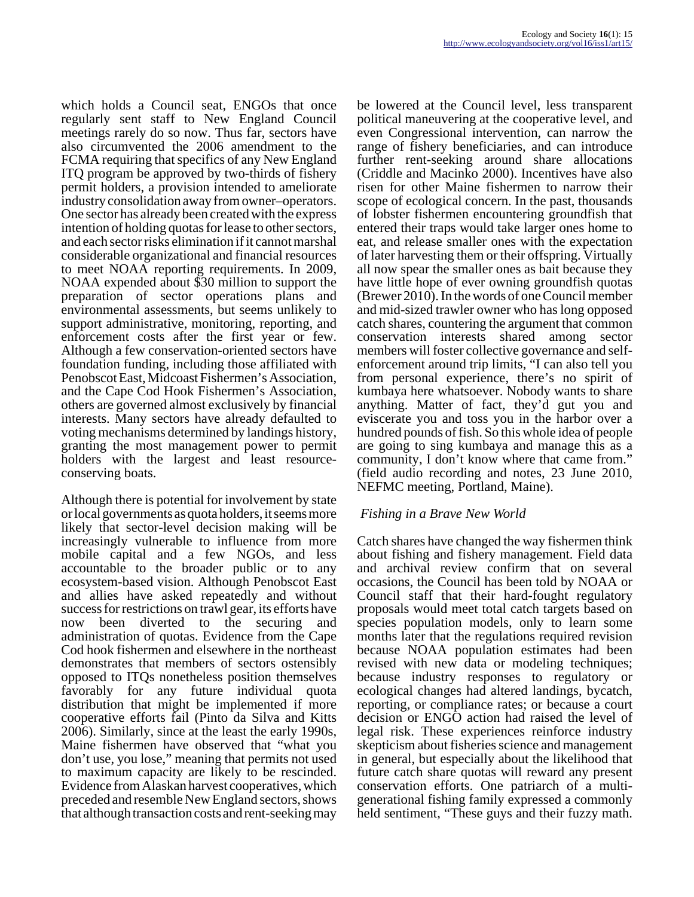which holds a Council seat, ENGOs that once regularly sent staff to New England Council meetings rarely do so now. Thus far, sectors have also circumvented the 2006 amendment to the FCMA requiring that specifics of any New England ITQ program be approved by two-thirds of fishery permit holders, a provision intended to ameliorate industry consolidation away from owner–operators. One sector has already been created with the express intention of holding quotas for lease to other sectors, and each sector risks elimination if it cannot marshal considerable organizational and financial resources to meet NOAA reporting requirements. In 2009, NOAA expended about $30 million to support the preparation of sector operations plans and environmental assessments, but seems unlikely to support administrative, monitoring, reporting, and enforcement costs after the first year or few. Although a few conservation-oriented sectors have foundation funding, including those affiliated with Penobscot East, Midcoast Fishermen's Association, and the Cape Cod Hook Fishermen's Association, others are governed almost exclusively by financial interests. Many sectors have already defaulted to voting mechanisms determined by landings history, granting the most management power to permit holders with the largest and least resource-conserving boats.

Although there is potential for involvement by state or local governments as quota holders, it seems more likely that sector-level decision making will be increasingly vulnerable to influence from more mobile capital and a few NGOs, and less accountable to the broader public or to any ecosystem-based vision. Although Penobscot East and allies have asked repeatedly and without success for restrictions on trawl gear, its efforts have now been diverted to the securing and administration of quotas. Evidence from the Cape Cod hook fishermen and elsewhere in the northeast demonstrates that members of sectors ostensibly opposed to ITQs nonetheless position themselves favorably for any future individual quota distribution that might be implemented if more cooperative efforts fail (Pinto da Silva and Kitts 2006). Similarly, since at the least the early 1990s, Maine fishermen have observed that "what you don't use, you lose," meaning that permits not used to maximum capacity are likely to be rescinded. Evidence from Alaskan harvest cooperatives, which preceded and resemble New England sectors, shows that although transaction costs and rent-seeking may be lowered at the Council level, less transparent political maneuvering at the cooperative level, and even Congressional intervention, can narrow the range of fishery beneficiaries, and can introduce further rent-seeking around share allocations (Criddle and Macinko 2000). Incentives have also risen for other Maine fishermen to narrow their scope of ecological concern. In the past, thousands of lobster fishermen encountering groundfish that entered their traps would take larger ones home to eat, and release smaller ones with the expectation of later harvesting them or their offspring. Virtually all now spear the smaller ones as bait because they have little hope of ever owning groundfish quotas (Brewer 2010). In the words of one Council member and mid-sized trawler owner who has long opposed catch shares, countering the argument that common conservation interests shared among sector members will foster collective governance and self-enforcement around trip limits, "I can also tell you from personal experience, there's no spirit of kumbaya here whatsoever. Nobody wants to share anything. Matter of fact, they'd gut you and eviscerate you and toss you in the harbor over a hundred pounds of fish. So this whole idea of people are going to sing kumbaya and manage this as a community, I don't know where that came from." (field audio recording and notes, 23 June 2010, NEFMC meeting, Portland, Maine).

### *Fishing in a Brave New World*

Catch shares have changed the way fishermen think about fishing and fishery management. Field data and archival review confirm that on several occasions, the Council has been told by NOAA or Council staff that their hard-fought regulatory proposals would meet total catch targets based on species population models, only to learn some months later that the regulations required revision because NOAA population estimates had been revised with new data or modeling techniques; because industry responses to regulatory or ecological changes had altered landings, bycatch, reporting, or compliance rates; or because a court decision or ENGO action had raised the level of legal risk. These experiences reinforce industry skepticism about fisheries science and management in general, but especially about the likelihood that future catch share quotas will reward any present conservation efforts. One patriarch of a multi-generational fishing family expressed a commonly held sentiment, "These guys and their fuzzy math.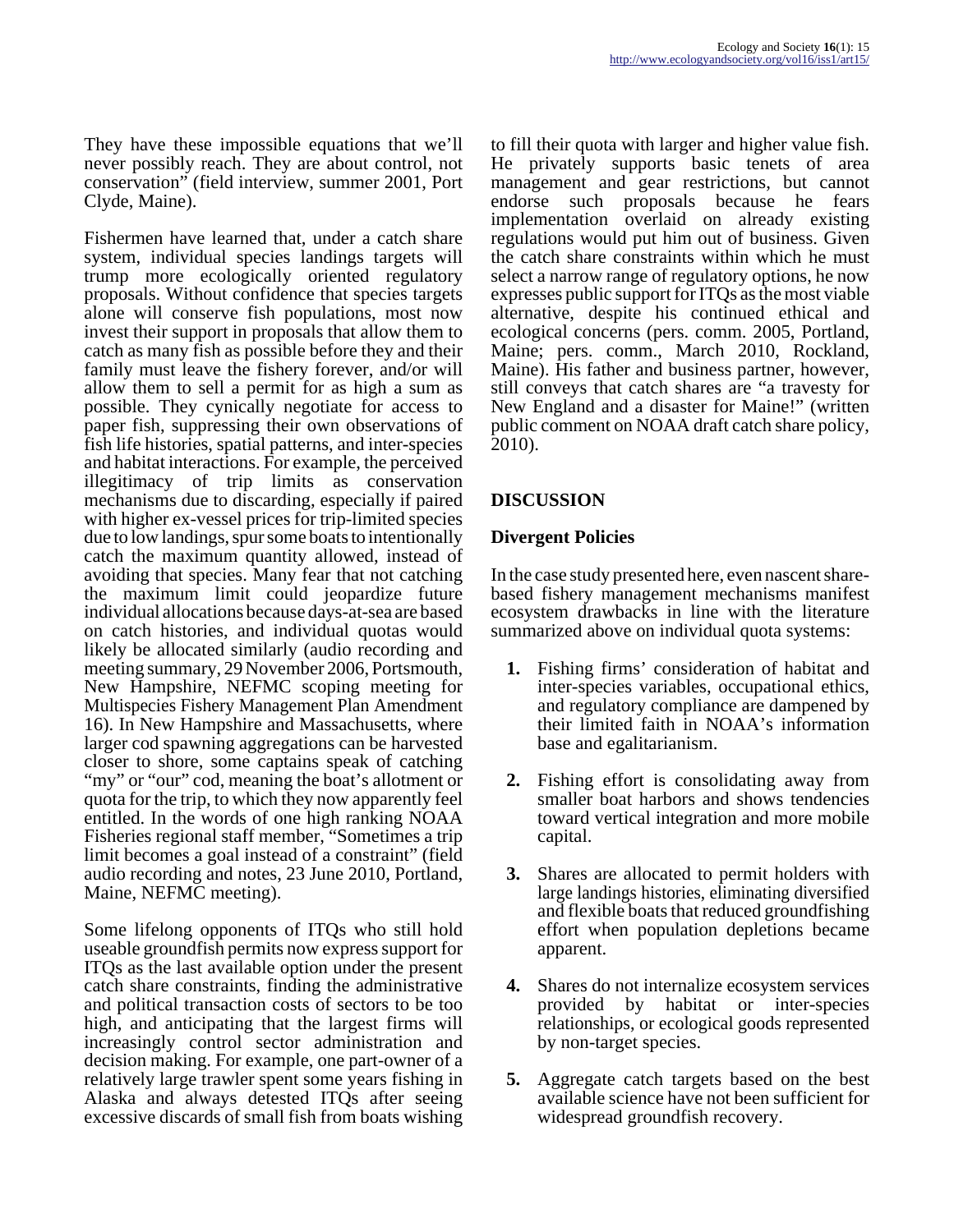They have these impossible equations that we'll never possibly reach. They are about control, not conservation" (field interview, summer 2001, Port Clyde, Maine).

Fishermen have learned that, under a catch share system, individual species landings targets will trump more ecologically oriented regulatory proposals. Without confidence that species targets alone will conserve fish populations, most now invest their support in proposals that allow them to catch as many fish as possible before they and their family must leave the fishery forever, and/or will allow them to sell a permit for as high a sum as possible. They cynically negotiate for access to paper fish, suppressing their own observations of fish life histories, spatial patterns, and inter-species and habitat interactions. For example, the perceived illegitimacy of trip limits as conservation mechanisms due to discarding, especially if paired with higher ex-vessel prices for trip-limited species due to low landings, spur some boats to intentionally catch the maximum quantity allowed, instead of avoiding that species. Many fear that not catching the maximum limit could jeopardize future individual allocations because days-at-sea are based on catch histories, and individual quotas would likely be allocated similarly (audio recording and meeting summary, 29 November 2006, Portsmouth, New Hampshire, NEFMC scoping meeting for Multispecies Fishery Management Plan Amendment 16). In New Hampshire and Massachusetts, where larger cod spawning aggregations can be harvested closer to shore, some captains speak of catching "my" or "our" cod, meaning the boat's allotment or quota for the trip, to which they now apparently feel entitled. In the words of one high ranking NOAA Fisheries regional staff member, "Sometimes a trip limit becomes a goal instead of a constraint" (field audio recording and notes, 23 June 2010, Portland, Maine, NEFMC meeting).

Some lifelong opponents of ITQs who still hold useable groundfish permits now express support for ITQs as the last available option under the present catch share constraints, finding the administrative and political transaction costs of sectors to be too high, and anticipating that the largest firms will increasingly control sector administration and decision making. For example, one part-owner of a relatively large trawler spent some years fishing in Alaska and always detested ITQs after seeing excessive discards of small fish from boats wishing to fill their quota with larger and higher value fish. He privately supports basic tenets of area management and gear restrictions, but cannot endorse such proposals because he fears implementation overlaid on already existing regulations would put him out of business. Given the catch share constraints within which he must select a narrow range of regulatory options, he now expresses public support for ITQs as the most viable alternative, despite his continued ethical and ecological concerns (pers. comm. 2005, Portland, Maine; pers. comm., March 2010, Rockland, Maine). His father and business partner, however, still conveys that catch shares are "a travesty for New England and a disaster for Maine!" (written public comment on NOAA draft catch share policy, 2010).

## DISCUSSION

### Divergent Policies

In the case study presented here, even nascent share-based fishery management mechanisms manifest ecosystem drawbacks in line with the literature summarized above on individual quota systems:

1. Fishing firms' consideration of habitat and inter-species variables, occupational ethics, and regulatory compliance are dampened by their limited faith in NOAA's information base and egalitarianism.
2. Fishing effort is consolidating away from smaller boat harbors and shows tendencies toward vertical integration and more mobile capital.
3. Shares are allocated to permit holders with large landings histories, eliminating diversified and flexible boats that reduced groundfishing effort when population depletions became apparent.
4. Shares do not internalize ecosystem services provided by habitat or inter-species relationships, or ecological goods represented by non-target species.
5. Aggregate catch targets based on the best available science have not been sufficient for widespread groundfish recovery.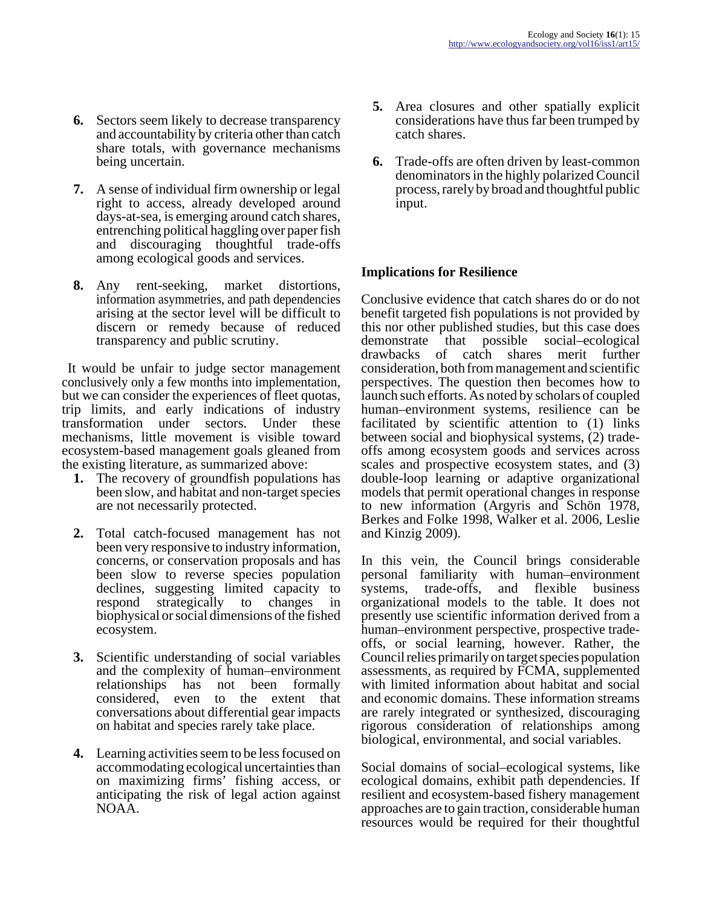6. Sectors seem likely to decrease transparency and accountability by criteria other than catch share totals, with governance mechanisms being uncertain.

7. A sense of individual firm ownership or legal right to access, already developed around days-at-sea, is emerging around catch shares, entrenching political haggling over paper fish and discouraging thoughtful trade-offs among ecological goods and services.

8. Any rent-seeking, market distortions, information asymmetries, and path dependencies arising at the sector level will be difficult to discern or remedy because of reduced transparency and public scrutiny.

It would be unfair to judge sector management conclusively only a few months into implementation, but we can consider the experiences of fleet quotas, trip limits, and early indications of industry transformation under sectors. Under these mechanisms, little movement is visible toward ecosystem-based management goals gleaned from the existing literature, as summarized above:

1. The recovery of groundfish populations has been slow, and habitat and non-target species are not necessarily protected.

2. Total catch-focused management has not been very responsive to industry information, concerns, or conservation proposals and has been slow to reverse species population declines, suggesting limited capacity to respond strategically to changes in biophysical or social dimensions of the fished ecosystem.

3. Scientific understanding of social variables and the complexity of human–environment relationships has not been formally considered, even to the extent that conversations about differential gear impacts on habitat and species rarely take place.

4. Learning activities seem to be less focused on accommodating ecological uncertainties than on maximizing firms' fishing access, or anticipating the risk of legal action against NOAA.

5. Area closures and other spatially explicit considerations have thus far been trumped by catch shares.

6. Trade-offs are often driven by least-common denominators in the highly polarized Council process, rarely by broad and thoughtful public input.

## Implications for Resilience

Conclusive evidence that catch shares do or do not benefit targeted fish populations is not provided by this nor other published studies, but this case does demonstrate that possible social–ecological drawbacks of catch shares merit further consideration, both from management and scientific perspectives. The question then becomes how to launch such efforts. As noted by scholars of coupled human–environment systems, resilience can be facilitated by scientific attention to (1) links between social and biophysical systems, (2) trade-offs among ecosystem goods and services across scales and prospective ecosystem states, and (3) double-loop learning or adaptive organizational models that permit operational changes in response to new information (Argyris and Schön 1978, Berkes and Folke 1998, Walker et al. 2006, Leslie and Kinzig 2009).

In this vein, the Council brings considerable personal familiarity with human–environment systems, trade-offs, and flexible business organizational models to the table. It does not presently use scientific information derived from a human–environment perspective, prospective trade-offs, or social learning, however. Rather, the Council relies primarily on target species population assessments, as required by FCMA, supplemented with limited information about habitat and social and economic domains. These information streams are rarely integrated or synthesized, discouraging rigorous consideration of relationships among biological, environmental, and social variables.

Social domains of social–ecological systems, like ecological domains, exhibit path dependencies. If resilient and ecosystem-based fishery management approaches are to gain traction, considerable human resources would be required for their thoughtful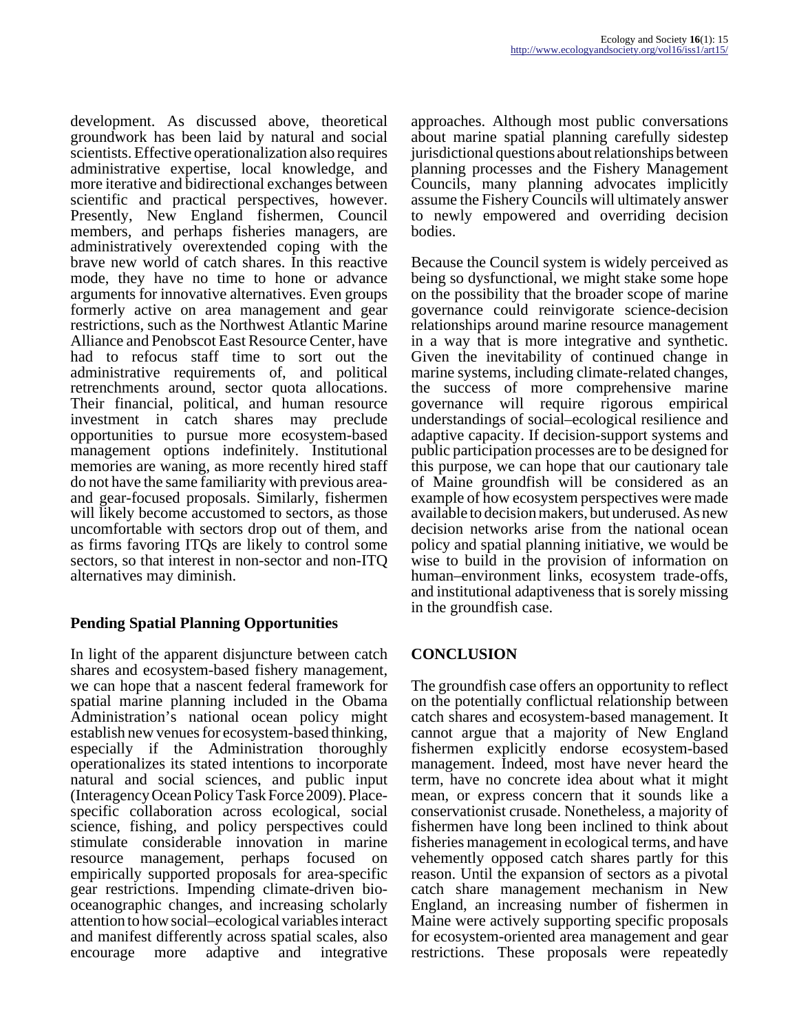development. As discussed above, theoretical groundwork has been laid by natural and social scientists. Effective operationalization also requires administrative expertise, local knowledge, and more iterative and bidirectional exchanges between scientific and practical perspectives, however. Presently, New England fishermen, Council members, and perhaps fisheries managers, are administratively overextended coping with the brave new world of catch shares. In this reactive mode, they have no time to hone or advance arguments for innovative alternatives. Even groups formerly active on area management and gear restrictions, such as the Northwest Atlantic Marine Alliance and Penobscot East Resource Center, have had to refocus staff time to sort out the administrative requirements of, and political retrenchments around, sector quota allocations. Their financial, political, and human resource investment in catch shares may preclude opportunities to pursue more ecosystem-based management options indefinitely. Institutional memories are waning, as more recently hired staff do not have the same familiarity with previous area- and gear-focused proposals. Similarly, fishermen will likely become accustomed to sectors, as those uncomfortable with sectors drop out of them, and as firms favoring ITQs are likely to control some sectors, so that interest in non-sector and non-ITQ alternatives may diminish.

### Pending Spatial Planning Opportunities

In light of the apparent disjuncture between catch shares and ecosystem-based fishery management, we can hope that a nascent federal framework for spatial marine planning included in the Obama Administration's national ocean policy might establish new venues for ecosystem-based thinking, especially if the Administration thoroughly operationalizes its stated intentions to incorporate natural and social sciences, and public input (Interagency Ocean Policy Task Force 2009). Place-specific collaboration across ecological, social science, fishing, and policy perspectives could stimulate considerable innovation in marine resource management, perhaps focused on empirically supported proposals for area-specific gear restrictions. Impending climate-driven bio-oceanographic changes, and increasing scholarly attention to how social–ecological variables interact and manifest differently across spatial scales, also encourage more adaptive and integrative approaches. Although most public conversations about marine spatial planning carefully sidestep jurisdictional questions about relationships between planning processes and the Fishery Management Councils, many planning advocates implicitly assume the Fishery Councils will ultimately answer to newly empowered and overriding decision bodies.

Because the Council system is widely perceived as being so dysfunctional, we might stake some hope on the possibility that the broader scope of marine governance could reinvigorate science-decision relationships around marine resource management in a way that is more integrative and synthetic. Given the inevitability of continued change in marine systems, including climate-related changes, the success of more comprehensive marine governance will require rigorous empirical understandings of social–ecological resilience and adaptive capacity. If decision-support systems and public participation processes are to be designed for this purpose, we can hope that our cautionary tale of Maine groundfish will be considered as an example of how ecosystem perspectives were made available to decision makers, but underused. As new decision networks arise from the national ocean policy and spatial planning initiative, we would be wise to build in the provision of information on human–environment links, ecosystem trade-offs, and institutional adaptiveness that is sorely missing in the groundfish case.

## CONCLUSION

The groundfish case offers an opportunity to reflect on the potentially conflictual relationship between catch shares and ecosystem-based management. It cannot argue that a majority of New England fishermen explicitly endorse ecosystem-based management. Indeed, most have never heard the term, have no concrete idea about what it might mean, or express concern that it sounds like a conservationist crusade. Nonetheless, a majority of fishermen have long been inclined to think about fisheries management in ecological terms, and have vehemently opposed catch shares partly for this reason. Until the expansion of sectors as a pivotal catch share management mechanism in New England, an increasing number of fishermen in Maine were actively supporting specific proposals for ecosystem-oriented area management and gear restrictions. These proposals were repeatedly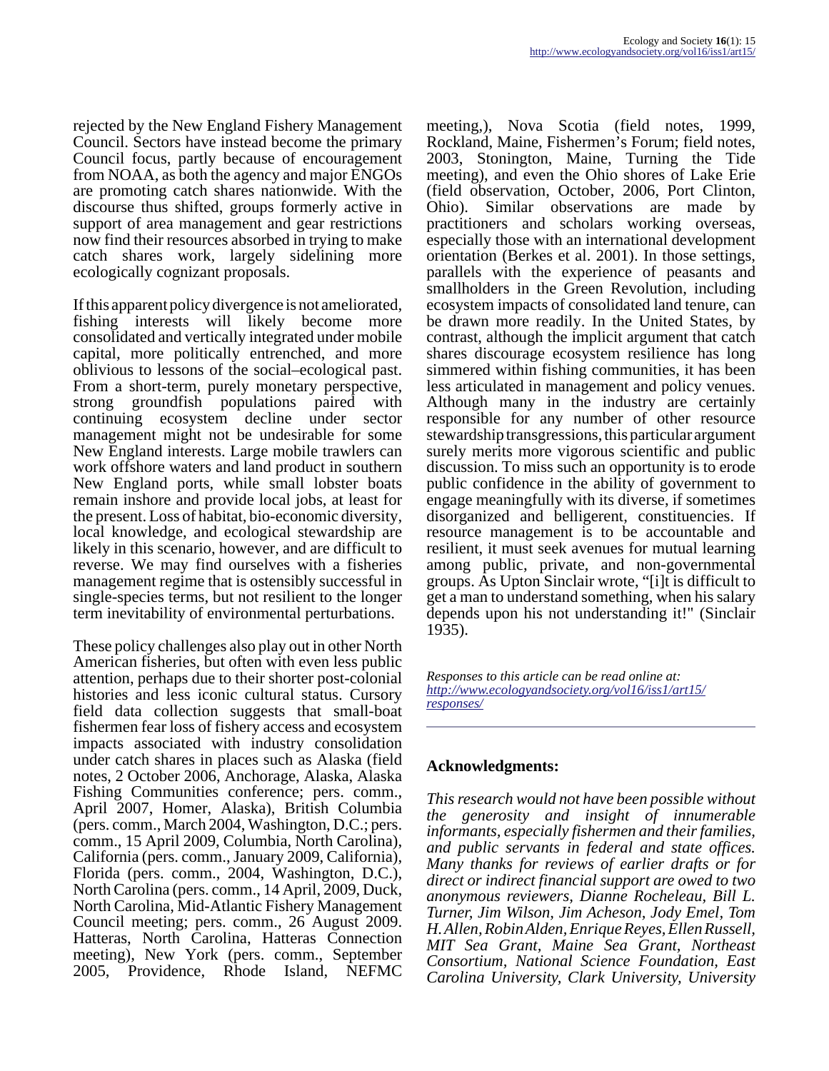rejected by the New England Fishery Management Council. Sectors have instead become the primary Council focus, partly because of encouragement from NOAA, as both the agency and major ENGOs are promoting catch shares nationwide. With the discourse thus shifted, groups formerly active in support of area management and gear restrictions now find their resources absorbed in trying to make catch shares work, largely sidelining more ecologically cognizant proposals.

If this apparent policy divergence is not ameliorated, fishing interests will likely become more consolidated and vertically integrated under mobile capital, more politically entrenched, and more oblivious to lessons of the social–ecological past. From a short-term, purely monetary perspective, strong groundfish populations paired with continuing ecosystem decline under sector management might not be undesirable for some New England interests. Large mobile trawlers can work offshore waters and land product in southern New England ports, while small lobster boats remain inshore and provide local jobs, at least for the present. Loss of habitat, bio-economic diversity, local knowledge, and ecological stewardship are likely in this scenario, however, and are difficult to reverse. We may find ourselves with a fisheries management regime that is ostensibly successful in single-species terms, but not resilient to the longer term inevitability of environmental perturbations.

These policy challenges also play out in other North American fisheries, but often with even less public attention, perhaps due to their shorter post-colonial histories and less iconic cultural status. Cursory field data collection suggests that small-boat fishermen fear loss of fishery access and ecosystem impacts associated with industry consolidation under catch shares in places such as Alaska (field notes, 2 October 2006, Anchorage, Alaska, Alaska Fishing Communities conference; pers. comm., April 2007, Homer, Alaska), British Columbia (pers. comm., March 2004, Washington, D.C.; pers. comm., 15 April 2009, Columbia, North Carolina), California (pers. comm., January 2009, California), Florida (pers. comm., 2004, Washington, D.C.), North Carolina (pers. comm., 14 April, 2009, Duck, North Carolina, Mid-Atlantic Fishery Management Council meeting; pers. comm., 26 August 2009. Hatteras, North Carolina, Hatteras Connection meeting), New York (pers. comm., September 2005, Providence, Rhode Island, NEFMC meeting,), Nova Scotia (field notes, 1999, Rockland, Maine, Fishermen's Forum; field notes, 2003, Stonington, Maine, Turning the Tide meeting), and even the Ohio shores of Lake Erie (field observation, October, 2006, Port Clinton, Ohio). Similar observations are made by practitioners and scholars working overseas, especially those with an international development orientation (Berkes et al. 2001). In those settings, parallels with the experience of peasants and smallholders in the Green Revolution, including ecosystem impacts of consolidated land tenure, can be drawn more readily. In the United States, by contrast, although the implicit argument that catch shares discourage ecosystem resilience has long simmered within fishing communities, it has been less articulated in management and policy venues. Although many in the industry are certainly responsible for any number of other resource stewardship transgressions, this particular argument surely merits more vigorous scientific and public discussion. To miss such an opportunity is to erode public confidence in the ability of government to engage meaningfully with its diverse, if sometimes disorganized and belligerent, constituencies. If resource management is to be accountable and resilient, it must seek avenues for mutual learning among public, private, and non-governmental groups. As Upton Sinclair wrote, "[i]t is difficult to get a man to understand something, when his salary depends upon his not understanding it!" (Sinclair 1935).

*Responses to this article can be read online at: http://www.ecologyandsociety.org/vol16/iss1/art15/responses/*

## Acknowledgments:

*This research would not have been possible without the generosity and insight of innumerable informants, especially fishermen and their families, and public servants in federal and state offices. Many thanks for reviews of earlier drafts or for direct or indirect financial support are owed to two anonymous reviewers, Dianne Rocheleau, Bill L. Turner, Jim Wilson, Jim Acheson, Jody Emel, Tom H. Allen, Robin Alden, Enrique Reyes, Ellen Russell, MIT Sea Grant, Maine Sea Grant, Northeast Consortium, National Science Foundation, East Carolina University, Clark University, University*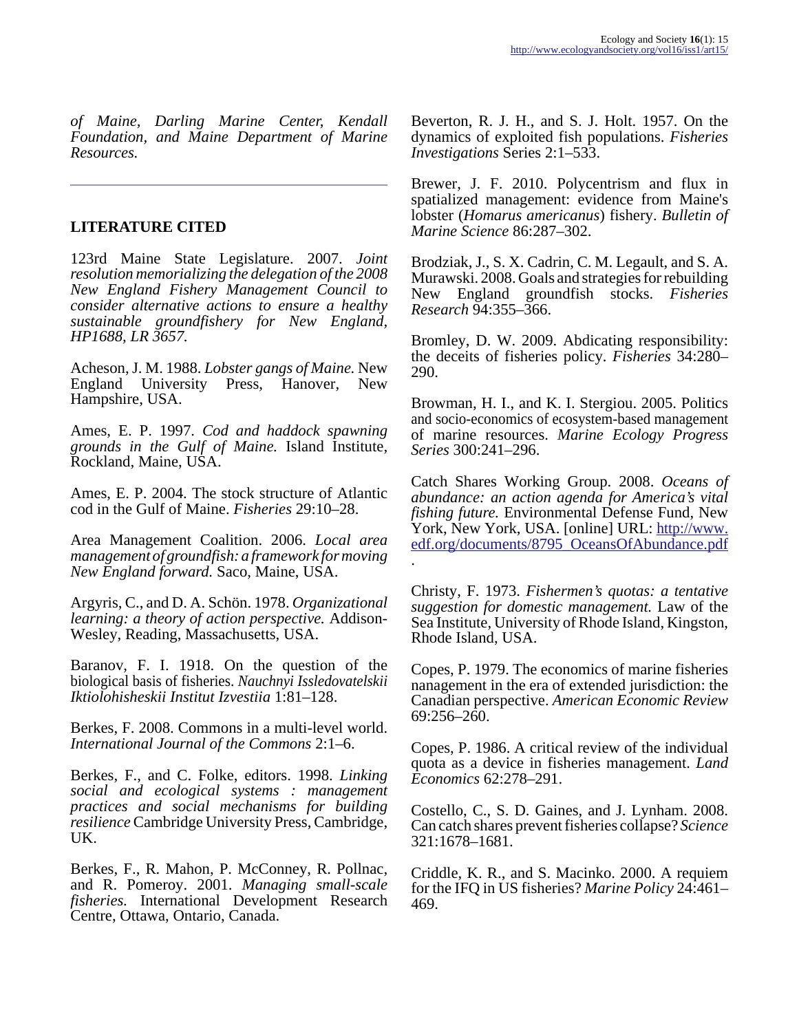*of Maine, Darling Marine Center, Kendall Foundation, and Maine Department of Marine Resources.*

---

## LITERATURE CITED

123rd Maine State Legislature. 2007. *Joint resolution memorializing the delegation of the 2008 New England Fishery Management Council to consider alternative actions to ensure a healthy sustainable groundfishery for New England, HP1688, LR 3657.*

Acheson, J. M. 1988. *Lobster gangs of Maine.* New England University Press, Hanover, New Hampshire, USA.

Ames, E. P. 1997. *Cod and haddock spawning grounds in the Gulf of Maine.* Island Institute, Rockland, Maine, USA.

Ames, E. P. 2004. The stock structure of Atlantic cod in the Gulf of Maine. *Fisheries* 29:10–28.

Area Management Coalition. 2006. *Local area management of groundfish: a framework for moving New England forward.* Saco, Maine, USA.

Argyris, C., and D. A. Schön. 1978. *Organizational learning: a theory of action perspective.* Addison-Wesley, Reading, Massachusetts, USA.

Baranov, F. I. 1918. On the question of the biological basis of fisheries. *Nauchnyi Issledovatelskii Iktiolohisheskii Institut Izvestiia* 1:81–128.

Berkes, F. 2008. Commons in a multi-level world. *International Journal of the Commons* 2:1–6.

Berkes, F., and C. Folke, editors. 1998. *Linking social and ecological systems : management practices and social mechanisms for building resilience* Cambridge University Press, Cambridge, UK.

Berkes, F., R. Mahon, P. McConney, R. Pollnac, and R. Pomeroy. 2001. *Managing small-scale fisheries.* International Development Research Centre, Ottawa, Ontario, Canada.

Beverton, R. J. H., and S. J. Holt. 1957. On the dynamics of exploited fish populations. *Fisheries Investigations* Series 2:1–533.

Brewer, J. F. 2010. Polycentrism and flux in spatialized management: evidence from Maine's lobster (*Homarus americanus*) fishery. *Bulletin of Marine Science* 86:287–302.

Brodziak, J., S. X. Cadrin, C. M. Legault, and S. A. Murawski. 2008. Goals and strategies for rebuilding New England groundfish stocks. *Fisheries Research* 94:355–366.

Bromley, D. W. 2009. Abdicating responsibility: the deceits of fisheries policy. *Fisheries* 34:280–290.

Browman, H. I., and K. I. Stergiou. 2005. Politics and socio-economics of ecosystem-based management of marine resources. *Marine Ecology Progress Series* 300:241–296.

Catch Shares Working Group. 2008. *Oceans of abundance: an action agenda for America's vital fishing future.* Environmental Defense Fund, New York, New York, USA. [online] URL: http://www.edf.org/documents/8795_OceansOfAbundance.pdf .

Christy, F. 1973. *Fishermen's quotas: a tentative suggestion for domestic management.* Law of the Sea Institute, University of Rhode Island, Kingston, Rhode Island, USA.

Copes, P. 1979. The economics of marine fisheries nanagement in the era of extended jurisdiction: the Canadian perspective. *American Economic Review* 69:256–260.

Copes, P. 1986. A critical review of the individual quota as a device in fisheries management. *Land Economics* 62:278–291.

Costello, C., S. D. Gaines, and J. Lynham. 2008. Can catch shares prevent fisheries collapse? *Science* 321:1678–1681.

Criddle, K. R., and S. Macinko. 2000. A requiem for the IFQ in US fisheries? *Marine Policy* 24:461–469.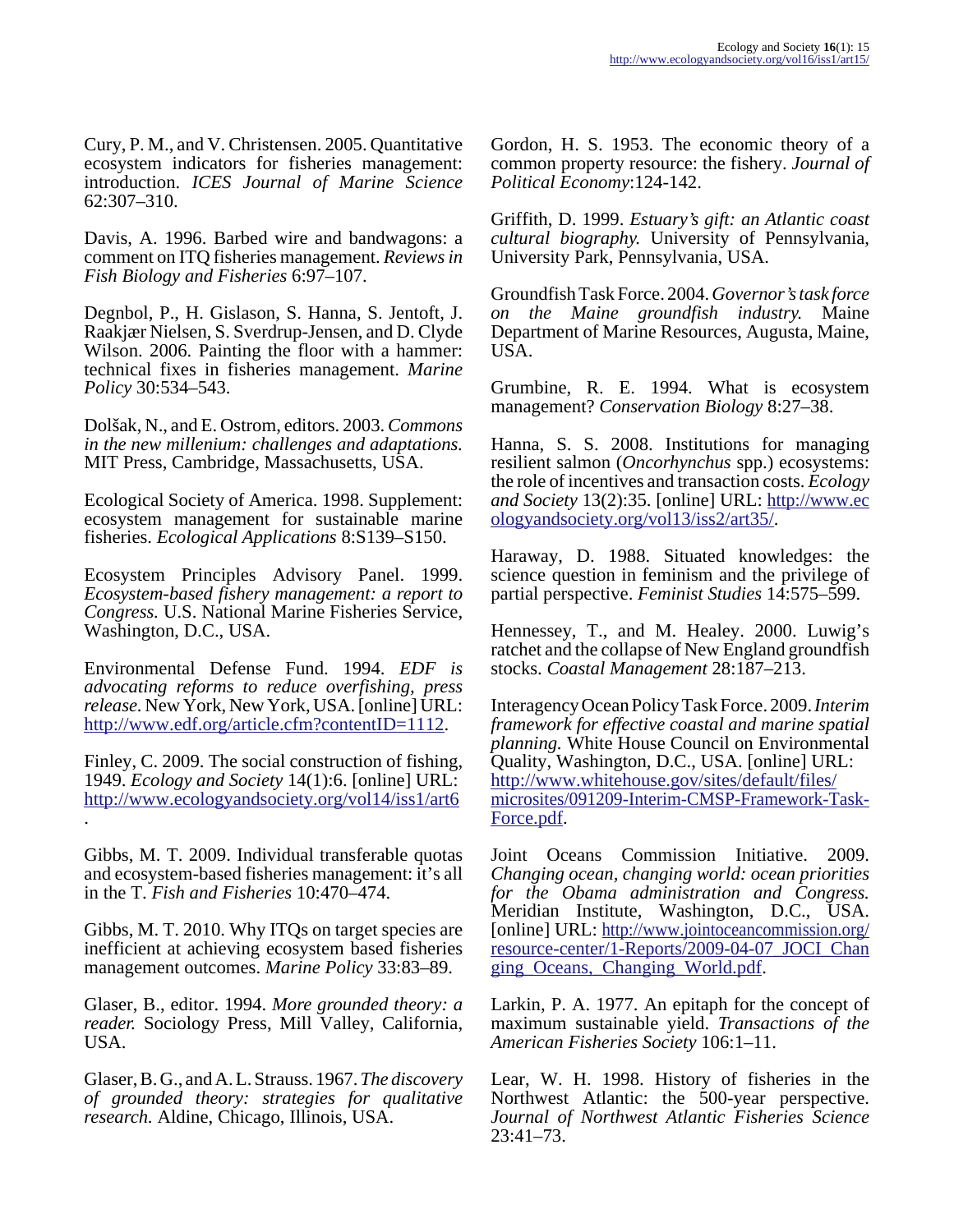Cury, P. M., and V. Christensen. 2005. Quantitative ecosystem indicators for fisheries management: introduction. *ICES Journal of Marine Science* 62:307–310.

Davis, A. 1996. Barbed wire and bandwagons: a comment on ITQ fisheries management. *Reviews in Fish Biology and Fisheries* 6:97–107.

Degnbol, P., H. Gislason, S. Hanna, S. Jentoft, J. Raakjær Nielsen, S. Sverdrup-Jensen, and D. Clyde Wilson. 2006. Painting the floor with a hammer: technical fixes in fisheries management. *Marine Policy* 30:534–543.

Dolšak, N., and E. Ostrom, editors. 2003. *Commons in the new millenium: challenges and adaptations.* MIT Press, Cambridge, Massachusetts, USA.

Ecological Society of America. 1998. Supplement: ecosystem management for sustainable marine fisheries. *Ecological Applications* 8:S139–S150.

Ecosystem Principles Advisory Panel. 1999. *Ecosystem-based fishery management: a report to Congress.* U.S. National Marine Fisheries Service, Washington, D.C., USA.

Environmental Defense Fund. 1994. *EDF is advocating reforms to reduce overfishing, press release.* New York, New York, USA. [online] URL: http://www.edf.org/article.cfm?contentID=1112.

Finley, C. 2009. The social construction of fishing, 1949. *Ecology and Society* 14(1):6. [online] URL: http://www.ecologyandsociety.org/vol14/iss1/art6.

Gibbs, M. T. 2009. Individual transferable quotas and ecosystem-based fisheries management: it's all in the T. *Fish and Fisheries* 10:470–474.

Gibbs, M. T. 2010. Why ITQs on target species are inefficient at achieving ecosystem based fisheries management outcomes. *Marine Policy* 33:83–89.

Glaser, B., editor. 1994. *More grounded theory: a reader.* Sociology Press, Mill Valley, California, USA.

Glaser, B. G., and A. L. Strauss. 1967. *The discovery of grounded theory: strategies for qualitative research.* Aldine, Chicago, Illinois, USA.

Gordon, H. S. 1953. The economic theory of a common property resource: the fishery. *Journal of Political Economy*:124-142.

Griffith, D. 1999. *Estuary's gift: an Atlantic coast cultural biography.* University of Pennsylvania, University Park, Pennsylvania, USA.

Groundfish Task Force. 2004. *Governor's task force on the Maine groundfish industry.* Maine Department of Marine Resources, Augusta, Maine, USA.

Grumbine, R. E. 1994. What is ecosystem management? *Conservation Biology* 8:27–38.

Hanna, S. S. 2008. Institutions for managing resilient salmon (*Oncorhynchus* spp.) ecosystems: the role of incentives and transaction costs. *Ecology and Society* 13(2):35. [online] URL: http://www.ecologyandsociety.org/vol13/iss2/art35/.

Haraway, D. 1988. Situated knowledges: the science question in feminism and the privilege of partial perspective. *Feminist Studies* 14:575–599.

Hennessey, T., and M. Healey. 2000. Luwig's ratchet and the collapse of New England groundfish stocks. *Coastal Management* 28:187–213.

Interagency Ocean Policy Task Force. 2009. *Interim framework for effective coastal and marine spatial planning.* White House Council on Environmental Quality, Washington, D.C., USA. [online] URL: http://www.whitehouse.gov/sites/default/files/microsites/091209-Interim-CMSP-Framework-Task-Force.pdf.

Joint Oceans Commission Initiative. 2009. *Changing ocean, changing world: ocean priorities for the Obama administration and Congress.* Meridian Institute, Washington, D.C., USA. [online] URL: http://www.jointoceancommission.org/resource-center/1-Reports/2009-04-07_JOCI_Changing_Oceans,_Changing_World.pdf.

Larkin, P. A. 1977. An epitaph for the concept of maximum sustainable yield. *Transactions of the American Fisheries Society* 106:1–11.

Lear, W. H. 1998. History of fisheries in the Northwest Atlantic: the 500-year perspective. *Journal of Northwest Atlantic Fisheries Science* 23:41–73.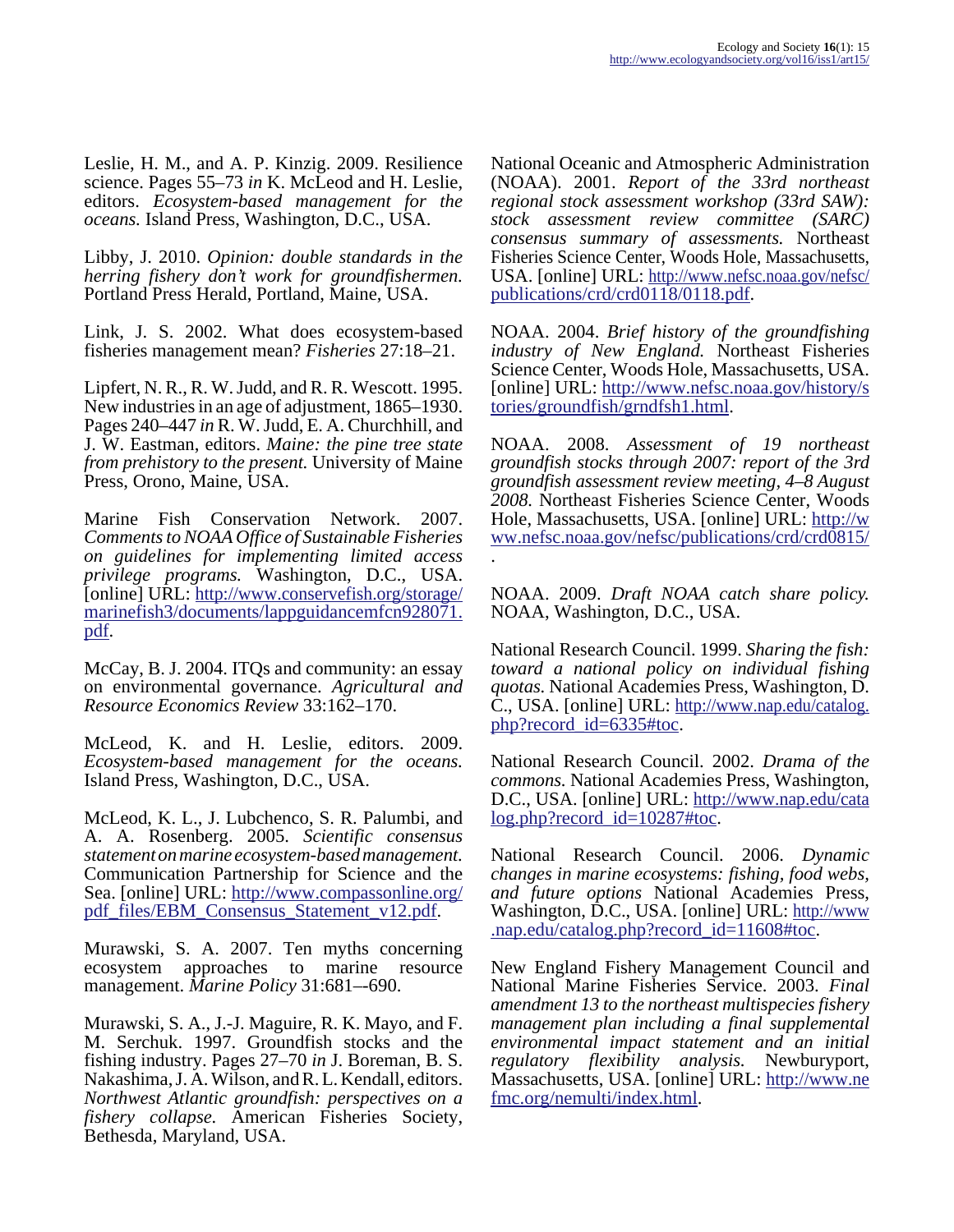Leslie, H. M., and A. P. Kinzig. 2009. Resilience science. Pages 55–73 *in* K. McLeod and H. Leslie, editors. *Ecosystem-based management for the oceans.* Island Press, Washington, D.C., USA.

Libby, J. 2010. *Opinion: double standards in the herring fishery don't work for groundfishermen.* Portland Press Herald, Portland, Maine, USA.

Link, J. S. 2002. What does ecosystem-based fisheries management mean? *Fisheries* 27:18–21.

Lipfert, N. R., R. W. Judd, and R. R. Wescott. 1995. New industries in an age of adjustment, 1865–1930. Pages 240–447 *in* R. W. Judd, E. A. Churchhill, and J. W. Eastman, editors. *Maine: the pine tree state from prehistory to the present.* University of Maine Press, Orono, Maine, USA.

Marine Fish Conservation Network. 2007. *Comments to NOAA Office of Sustainable Fisheries on guidelines for implementing limited access privilege programs.* Washington, D.C., USA. [online] URL: http://www.conservefish.org/storage/marinefish3/documents/lappguidancemfcn928071.pdf.

McCay, B. J. 2004. ITQs and community: an essay on environmental governance. *Agricultural and Resource Economics Review* 33:162–170.

McLeod, K. and H. Leslie, editors. 2009. *Ecosystem-based management for the oceans.* Island Press, Washington, D.C., USA.

McLeod, K. L., J. Lubchenco, S. R. Palumbi, and A. A. Rosenberg. 2005. *Scientific consensus statement on marine ecosystem-based management.* Communication Partnership for Science and the Sea. [online] URL: http://www.compassonline.org/pdf_files/EBM_Consensus_Statement_v12.pdf.

Murawski, S. A. 2007. Ten myths concerning ecosystem approaches to marine resource management. *Marine Policy* 31:681–-690.

Murawski, S. A., J.-J. Maguire, R. K. Mayo, and F. M. Serchuk. 1997. Groundfish stocks and the fishing industry. Pages 27–70 *in* J. Boreman, B. S. Nakashima, J. A. Wilson, and R. L. Kendall, editors. *Northwest Atlantic groundfish: perspectives on a fishery collapse.* American Fisheries Society, Bethesda, Maryland, USA.

National Oceanic and Atmospheric Administration (NOAA). 2001. *Report of the 33rd northeast regional stock assessment workshop (33rd SAW): stock assessment review committee (SARC) consensus summary of assessments.* Northeast Fisheries Science Center, Woods Hole, Massachusetts, USA. [online] URL: http://www.nefsc.noaa.gov/nefsc/publications/crd/crd0118/0118.pdf.

NOAA. 2004. *Brief history of the groundfishing industry of New England.* Northeast Fisheries Science Center, Woods Hole, Massachusetts, USA. [online] URL: http://www.nefsc.noaa.gov/history/stories/groundfish/grndfsh1.html.

NOAA. 2008. *Assessment of 19 northeast groundfish stocks through 2007: report of the 3rd groundfish assessment review meeting, 4–8 August 2008.* Northeast Fisheries Science Center, Woods Hole, Massachusetts, USA. [online] URL: http://www.nefsc.noaa.gov/nefsc/publications/crd/crd0815/.

NOAA. 2009. *Draft NOAA catch share policy.* NOAA, Washington, D.C., USA.

National Research Council. 1999. *Sharing the fish: toward a national policy on individual fishing quotas.* National Academies Press, Washington, D.C., USA. [online] URL: http://www.nap.edu/catalog.php?record_id=6335#toc.

National Research Council. 2002. *Drama of the commons.* National Academies Press, Washington, D.C., USA. [online] URL: http://www.nap.edu/catalog.php?record_id=10287#toc.

National Research Council. 2006. *Dynamic changes in marine ecosystems: fishing, food webs, and future options* National Academies Press, Washington, D.C., USA. [online] URL: http://www.nap.edu/catalog.php?record_id=11608#toc.

New England Fishery Management Council and National Marine Fisheries Service. 2003. *Final amendment 13 to the northeast multispecies fishery management plan including a final supplemental environmental impact statement and an initial regulatory flexibility analysis.* Newburyport, Massachusetts, USA. [online] URL: http://www.nefmc.org/nemulti/index.html.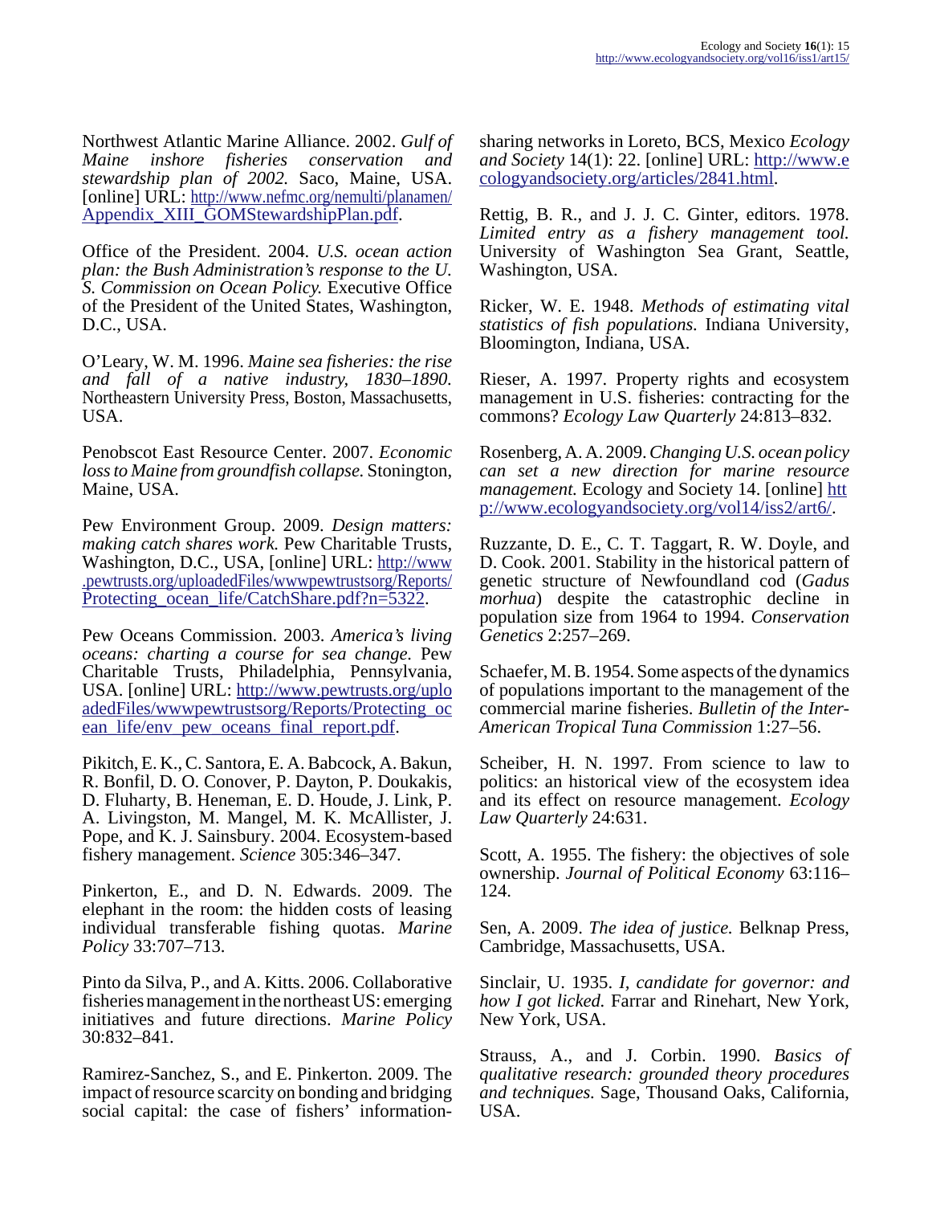Northwest Atlantic Marine Alliance. 2002. *Gulf of Maine inshore fisheries conservation and stewardship plan of 2002.* Saco, Maine, USA. [online] URL: http://www.nefmc.org/nemulti/planamen/Appendix_XIII_GOMStewardshipPlan.pdf.

Office of the President. 2004. *U.S. ocean action plan: the Bush Administration's response to the U. S. Commission on Ocean Policy.* Executive Office of the President of the United States, Washington, D.C., USA.

O'Leary, W. M. 1996. *Maine sea fisheries: the rise and fall of a native industry, 1830–1890.* Northeastern University Press, Boston, Massachusetts, USA.

Penobscot East Resource Center. 2007. *Economic loss to Maine from groundfish collapse.* Stonington, Maine, USA.

Pew Environment Group. 2009. *Design matters: making catch shares work.* Pew Charitable Trusts, Washington, D.C., USA, [online] URL: http://www.pewtrusts.org/uploadedFiles/wwwpewtrustsorg/Reports/Protecting_ocean_life/CatchShare.pdf?n=5322.

Pew Oceans Commission. 2003. *America's living oceans: charting a course for sea change.* Pew Charitable Trusts, Philadelphia, Pennsylvania, USA. [online] URL: http://www.pewtrusts.org/uploadedFiles/wwwpewtrustsorg/Reports/Protecting_ocean_life/env_pew_oceans_final_report.pdf.

Pikitch, E. K., C. Santora, E. A. Babcock, A. Bakun, R. Bonfil, D. O. Conover, P. Dayton, P. Doukakis, D. Fluharty, B. Heneman, E. D. Houde, J. Link, P. A. Livingston, M. Mangel, M. K. McAllister, J. Pope, and K. J. Sainsbury. 2004. Ecosystem-based fishery management. *Science* 305:346–347.

Pinkerton, E., and D. N. Edwards. 2009. The elephant in the room: the hidden costs of leasing individual transferable fishing quotas. *Marine Policy* 33:707–713.

Pinto da Silva, P., and A. Kitts. 2006. Collaborative fisheries management in the northeast US: emerging initiatives and future directions. *Marine Policy* 30:832–841.

Ramirez-Sanchez, S., and E. Pinkerton. 2009. The impact of resource scarcity on bonding and bridging social capital: the case of fishers' information-sharing networks in Loreto, BCS, Mexico *Ecology and Society* 14(1): 22. [online] URL: http://www.ecologyandsociety.org/articles/2841.html.

Rettig, B. R., and J. J. C. Ginter, editors. 1978. *Limited entry as a fishery management tool.* University of Washington Sea Grant, Seattle, Washington, USA.

Ricker, W. E. 1948. *Methods of estimating vital statistics of fish populations.* Indiana University, Bloomington, Indiana, USA.

Rieser, A. 1997. Property rights and ecosystem management in U.S. fisheries: contracting for the commons? *Ecology Law Quarterly* 24:813–832.

Rosenberg, A. A. 2009. *Changing U.S. ocean policy can set a new direction for marine resource management.* Ecology and Society 14. [online] http://www.ecologyandsociety.org/vol14/iss2/art6/.

Ruzzante, D. E., C. T. Taggart, R. W. Doyle, and D. Cook. 2001. Stability in the historical pattern of genetic structure of Newfoundland cod (*Gadus morhua*) despite the catastrophic decline in population size from 1964 to 1994. *Conservation Genetics* 2:257–269.

Schaefer, M. B. 1954. Some aspects of the dynamics of populations important to the management of the commercial marine fisheries. *Bulletin of the Inter-American Tropical Tuna Commission* 1:27–56.

Scheiber, H. N. 1997. From science to law to politics: an historical view of the ecosystem idea and its effect on resource management. *Ecology Law Quarterly* 24:631.

Scott, A. 1955. The fishery: the objectives of sole ownership. *Journal of Political Economy* 63:116–124.

Sen, A. 2009. *The idea of justice.* Belknap Press, Cambridge, Massachusetts, USA.

Sinclair, U. 1935. *I, candidate for governor: and how I got licked.* Farrar and Rinehart, New York, New York, USA.

Strauss, A., and J. Corbin. 1990. *Basics of qualitative research: grounded theory procedures and techniques.* Sage, Thousand Oaks, California, USA.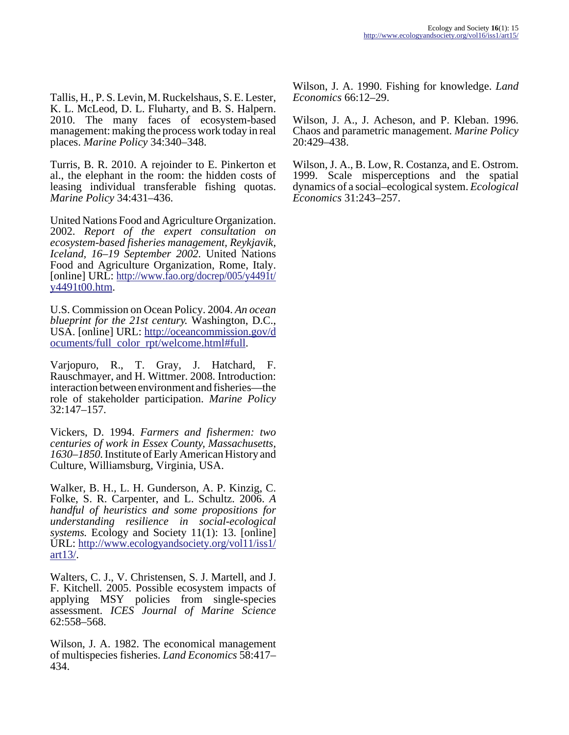Tallis, H., P. S. Levin, M. Ruckelshaus, S. E. Lester, K. L. McLeod, D. L. Fluharty, and B. S. Halpern. 2010. The many faces of ecosystem-based management: making the process work today in real places. *Marine Policy* 34:340–348.

Turris, B. R. 2010. A rejoinder to E. Pinkerton et al., the elephant in the room: the hidden costs of leasing individual transferable fishing quotas. *Marine Policy* 34:431–436.

United Nations Food and Agriculture Organization. 2002. *Report of the expert consultation on ecosystem-based fisheries management, Reykjavik, Iceland, 16–19 September 2002.* United Nations Food and Agriculture Organization, Rome, Italy. [online] URL: http://www.fao.org/docrep/005/y4491t/y4491t00.htm.

U.S. Commission on Ocean Policy. 2004. *An ocean blueprint for the 21st century.* Washington, D.C., USA. [online] URL: http://oceancommission.gov/documents/full_color_rpt/welcome.html#full.

Varjopuro, R., T. Gray, J. Hatchard, F. Rauschmayer, and H. Wittmer. 2008. Introduction: interaction between environment and fisheries—the role of stakeholder participation. *Marine Policy* 32:147–157.

Vickers, D. 1994. *Farmers and fishermen: two centuries of work in Essex County, Massachusetts, 1630–1850.* Institute of Early American History and Culture, Williamsburg, Virginia, USA.

Walker, B. H., L. H. Gunderson, A. P. Kinzig, C. Folke, S. R. Carpenter, and L. Schultz. 2006. *A handful of heuristics and some propositions for understanding resilience in social-ecological systems.* Ecology and Society 11(1): 13. [online] URL: http://www.ecologyandsociety.org/vol11/iss1/art13/.

Walters, C. J., V. Christensen, S. J. Martell, and J. F. Kitchell. 2005. Possible ecosystem impacts of applying MSY policies from single-species assessment. *ICES Journal of Marine Science* 62:558–568.

Wilson, J. A. 1982. The economical management of multispecies fisheries. *Land Economics* 58:417–434.

Wilson, J. A. 1990. Fishing for knowledge. *Land Economics* 66:12–29.

Wilson, J. A., J. Acheson, and P. Kleban. 1996. Chaos and parametric management. *Marine Policy* 20:429–438.

Wilson, J. A., B. Low, R. Costanza, and E. Ostrom. 1999. Scale misperceptions and the spatial dynamics of a social–ecological system. *Ecological Economics* 31:243–257.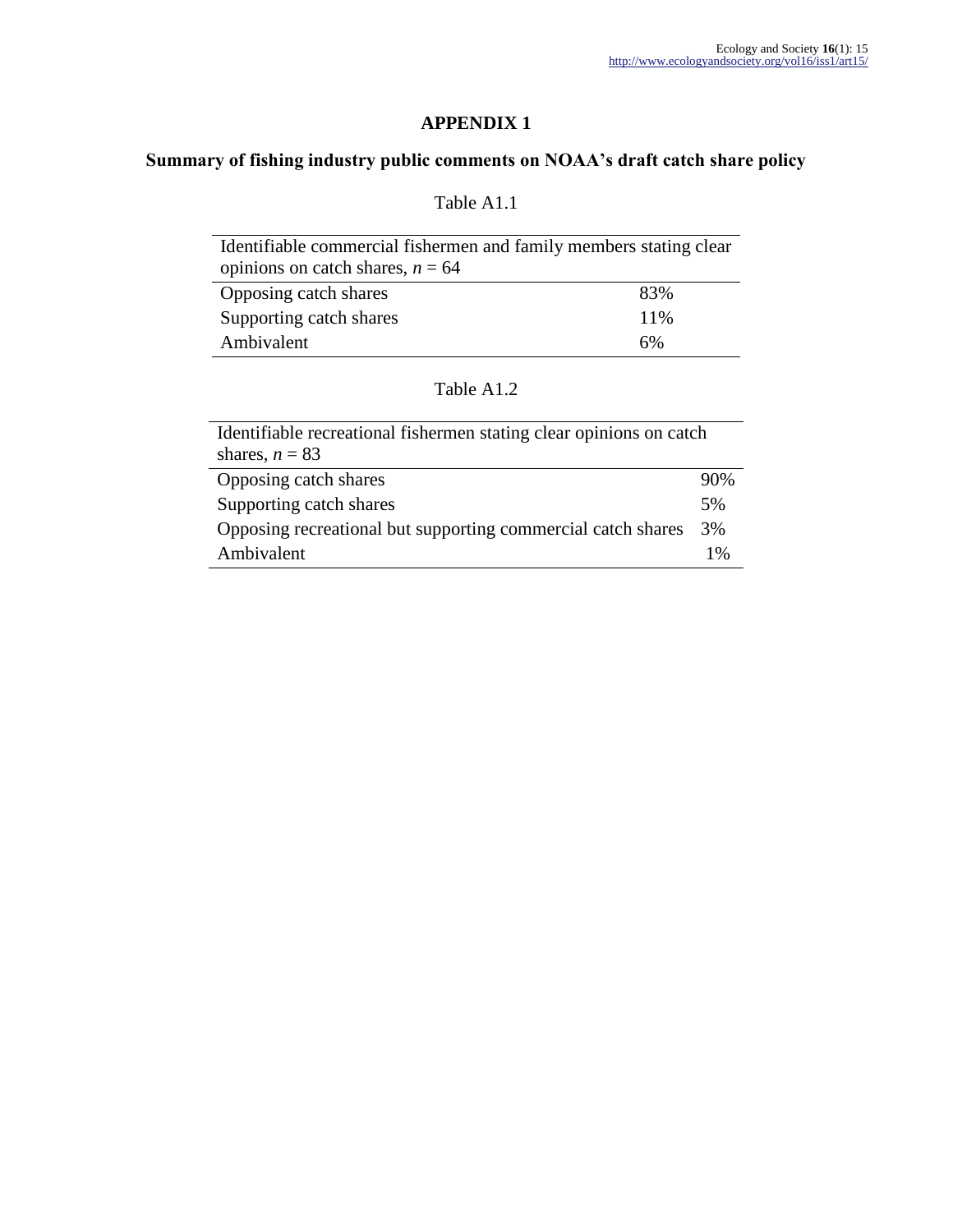# APPENDIX 1

## Summary of fishing industry public comments on NOAA's draft catch share policy

Table A1.1

| Identifiable commercial fishermen and family members stating clear opinions on catch shares, *n* = 64 | |
|---|---|
| Opposing catch shares | 83% |
| Supporting catch shares | 11% |
| Ambivalent | 6% |

Table A1.2

| Identifiable recreational fishermen stating clear opinions on catch shares, *n* = 83 | |
|---|---|
| Opposing catch shares | 90% |
| Supporting catch shares | 5% |
| Opposing recreational but supporting commercial catch shares | 3% |
| Ambivalent | 1% |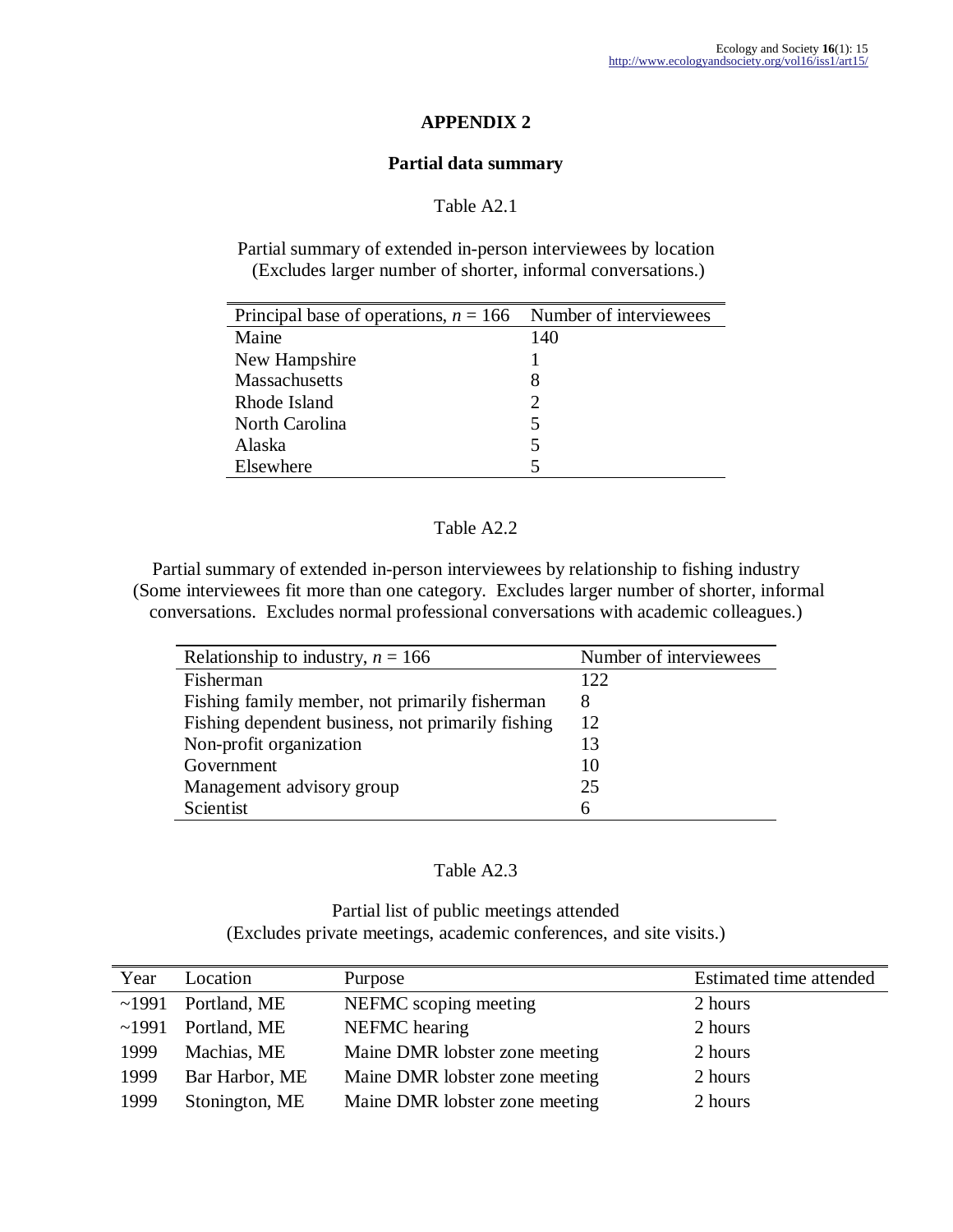# APPENDIX 2

## Partial data summary

Table A2.1

Partial summary of extended in-person interviewees by location
(Excludes larger number of shorter, informal conversations.)

| Principal base of operations, $n$ = 166 | Number of interviewees |
|---|---|
| Maine | 140 |
| New Hampshire | 1 |
| Massachusetts | 8 |
| Rhode Island | 2 |
| North Carolina | 5 |
| Alaska | 5 |
| Elsewhere | 5 |

Table A2.2

Partial summary of extended in-person interviewees by relationship to fishing industry
(Some interviewees fit more than one category. Excludes larger number of shorter, informal conversations. Excludes normal professional conversations with academic colleagues.)

| Relationship to industry, $n$ = 166 | Number of interviewees |
|---|---|
| Fisherman | 122 |
| Fishing family member, not primarily fisherman | 8 |
| Fishing dependent business, not primarily fishing | 12 |
| Non-profit organization | 13 |
| Government | 10 |
| Management advisory group | 25 |
| Scientist | 6 |

Table A2.3

Partial list of public meetings attended
(Excludes private meetings, academic conferences, and site visits.)

| Year | Location | Purpose | Estimated time attended |
|---|---|---|---|
| ~1991 | Portland, ME | NEFMC scoping meeting | 2 hours |
| ~1991 | Portland, ME | NEFMC hearing | 2 hours |
| 1999 | Machias, ME | Maine DMR lobster zone meeting | 2 hours |
| 1999 | Bar Harbor, ME | Maine DMR lobster zone meeting | 2 hours |
| 1999 | Stonington, ME | Maine DMR lobster zone meeting | 2 hours |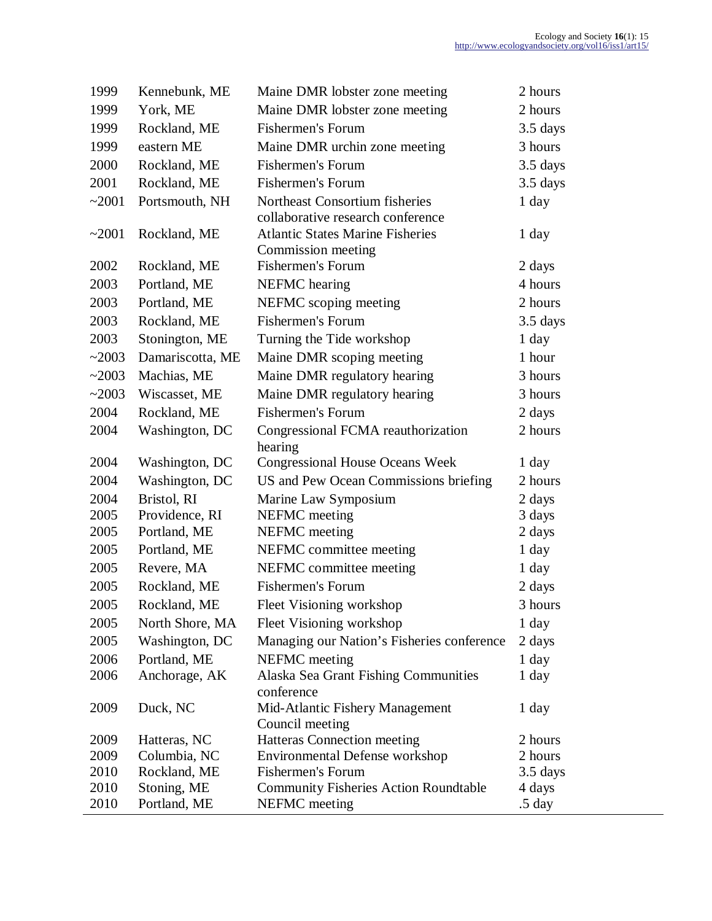| | | | |
|---|---|---|---|
| 1999 | Kennebunk, ME | Maine DMR lobster zone meeting | 2 hours |
| 1999 | York, ME | Maine DMR lobster zone meeting | 2 hours |
| 1999 | Rockland, ME | Fishermen's Forum | 3.5 days |
| 1999 | eastern ME | Maine DMR urchin zone meeting | 3 hours |
| 2000 | Rockland, ME | Fishermen's Forum | 3.5 days |
| 2001 | Rockland, ME | Fishermen's Forum | 3.5 days |
| ~2001 | Portsmouth, NH | Northeast Consortium fisheries collaborative research conference | 1 day |
| ~2001 | Rockland, ME | Atlantic States Marine Fisheries Commission meeting | 1 day |
| 2002 | Rockland, ME | Fishermen's Forum | 2 days |
| 2003 | Portland, ME | NEFMC hearing | 4 hours |
| 2003 | Portland, ME | NEFMC scoping meeting | 2 hours |
| 2003 | Rockland, ME | Fishermen's Forum | 3.5 days |
| 2003 | Stonington, ME | Turning the Tide workshop | 1 day |
| ~2003 | Damariscotta, ME | Maine DMR scoping meeting | 1 hour |
| ~2003 | Machias, ME | Maine DMR regulatory hearing | 3 hours |
| ~2003 | Wiscasset, ME | Maine DMR regulatory hearing | 3 hours |
| 2004 | Rockland, ME | Fishermen's Forum | 2 days |
| 2004 | Washington, DC | Congressional FCMA reauthorization hearing | 2 hours |
| 2004 | Washington, DC | Congressional House Oceans Week | 1 day |
| 2004 | Washington, DC | US and Pew Ocean Commissions briefing | 2 hours |
| 2004 | Bristol, RI | Marine Law Symposium | 2 days |
| 2005 | Providence, RI | NEFMC meeting | 3 days |
| 2005 | Portland, ME | NEFMC meeting | 2 days |
| 2005 | Portland, ME | NEFMC committee meeting | 1 day |
| 2005 | Revere, MA | NEFMC committee meeting | 1 day |
| 2005 | Rockland, ME | Fishermen's Forum | 2 days |
| 2005 | Rockland, ME | Fleet Visioning workshop | 3 hours |
| 2005 | North Shore, MA | Fleet Visioning workshop | 1 day |
| 2005 | Washington, DC | Managing our Nation's Fisheries conference | 2 days |
| 2006 | Portland, ME | NEFMC meeting | 1 day |
| 2006 | Anchorage, AK | Alaska Sea Grant Fishing Communities conference | 1 day |
| 2009 | Duck, NC | Mid-Atlantic Fishery Management Council meeting | 1 day |
| 2009 | Hatteras, NC | Hatteras Connection meeting | 2 hours |
| 2009 | Columbia, NC | Environmental Defense workshop | 2 hours |
| 2010 | Rockland, ME | Fishermen's Forum | 3.5 days |
| 2010 | Stoning, ME | Community Fisheries Action Roundtable | 4 days |
| 2010 | Portland, ME | NEFMC meeting | .5 day |